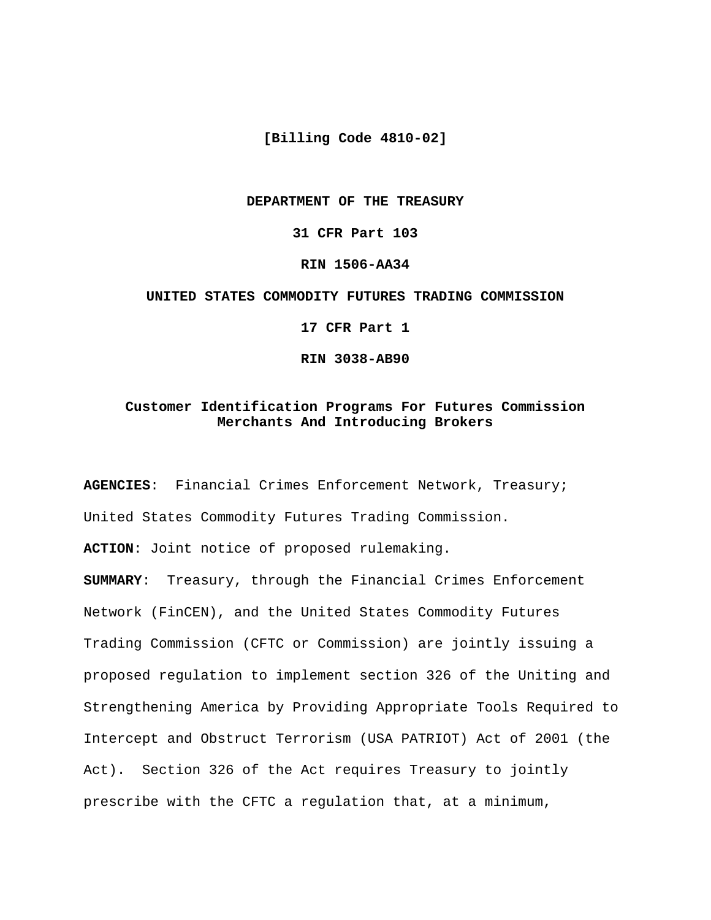**[Billing Code 4810-02]**

**DEPARTMENT OF THE TREASURY**

**31 CFR Part 103**

**RIN 1506-AA34**

**UNITED STATES COMMODITY FUTURES TRADING COMMISSION**

**17 CFR Part 1**

**RIN 3038-AB90**

# Customer Identification Programs For Futures Commission Merchants And Introducing Brokers

**AGENCIES**: Financial Crimes Enforcement Network, Treasury; United States Commodity Futures Trading Commission.

**ACTION**: Joint notice of proposed rulemaking.

**SUMMARY**: Treasury, through the Financial Crimes Enforcement Network (FinCEN), and the United States Commodity Futures Trading Commission (CFTC or Commission) are jointly issuing a proposed regulation to implement section 326 of the Uniting and Strengthening America by Providing Appropriate Tools Required to Intercept and Obstruct Terrorism (USA PATRIOT) Act of 2001 (the Act). Section 326 of the Act requires Treasury to jointly prescribe with the CFTC a regulation that, at a minimum,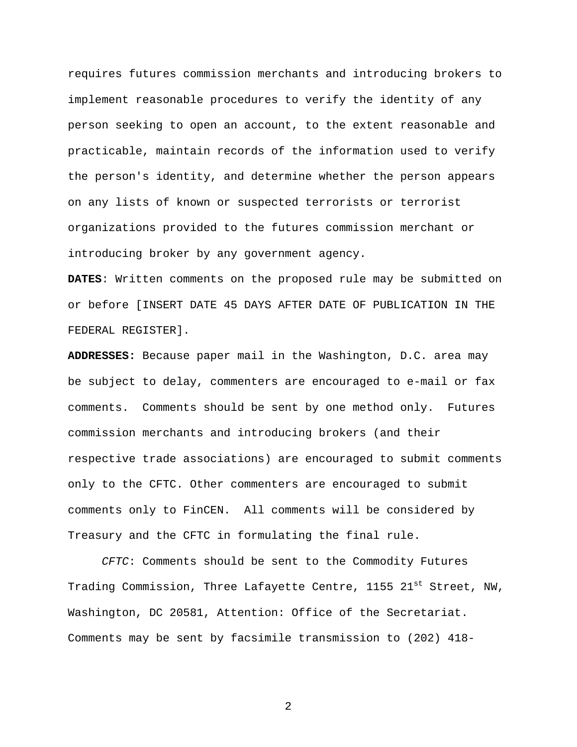requires futures commission merchants and introducing brokers to implement reasonable procedures to verify the identity of any person seeking to open an account, to the extent reasonable and practicable, maintain records of the information used to verify the person's identity, and determine whether the person appears on any lists of known or suspected terrorists or terrorist organizations provided to the futures commission merchant or introducing broker by any government agency.

**DATES**: Written comments on the proposed rule may be submitted on or before [INSERT DATE 45 DAYS AFTER DATE OF PUBLICATION IN THE FEDERAL REGISTER].

**ADDRESSES:** Because paper mail in the Washington, D.C. area may be subject to delay, commenters are encouraged to e-mail or fax comments. Comments should be sent by one method only. Futures commission merchants and introducing brokers (and their respective trade associations) are encouraged to submit comments only to the CFTC. Other commenters are encouraged to submit comments only to FinCEN. All comments will be considered by Treasury and the CFTC in formulating the final rule.

*CFTC*: Comments should be sent to the Commodity Futures Trading Commission, Three Lafayette Centre, 1155 21st Street, NW, Washington, DC 20581, Attention: Office of the Secretariat. Comments may be sent by facsimile transmission to (202) 418-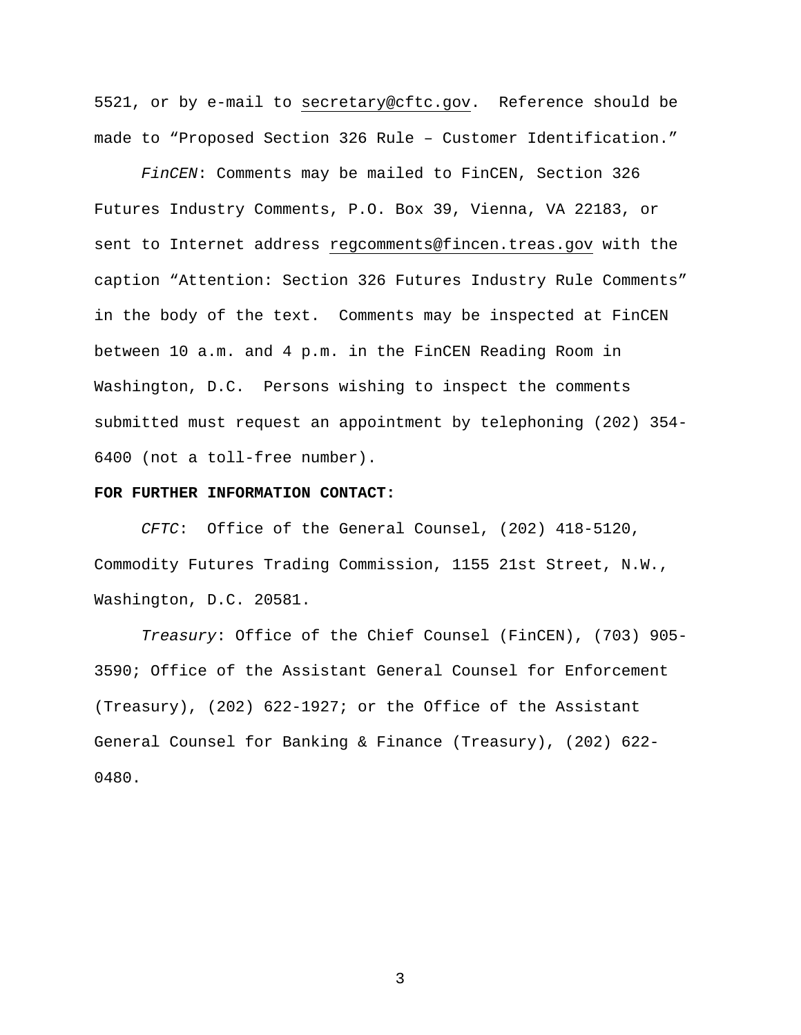5521, or by e-mail to secretary@cftc.gov. Reference should be made to "Proposed Section 326 Rule – Customer Identification."

*FinCEN*: Comments may be mailed to FinCEN, Section 326 Futures Industry Comments, P.O. Box 39, Vienna, VA 22183, or sent to Internet address regcomments@fincen.treas.gov with the caption "Attention: Section 326 Futures Industry Rule Comments" in the body of the text. Comments may be inspected at FinCEN between 10 a.m. and 4 p.m. in the FinCEN Reading Room in Washington, D.C. Persons wishing to inspect the comments submitted must request an appointment by telephoning (202) 354-6400 (not a toll-free number).

**FOR FURTHER INFORMATION CONTACT:**

*CFTC*: Office of the General Counsel, (202) 418-5120, Commodity Futures Trading Commission, 1155 21st Street, N.W., Washington, D.C. 20581.

*Treasury*: Office of the Chief Counsel (FinCEN), (703) 905-3590; Office of the Assistant General Counsel for Enforcement (Treasury), (202) 622-1927; or the Office of the Assistant General Counsel for Banking & Finance (Treasury), (202) 622-0480.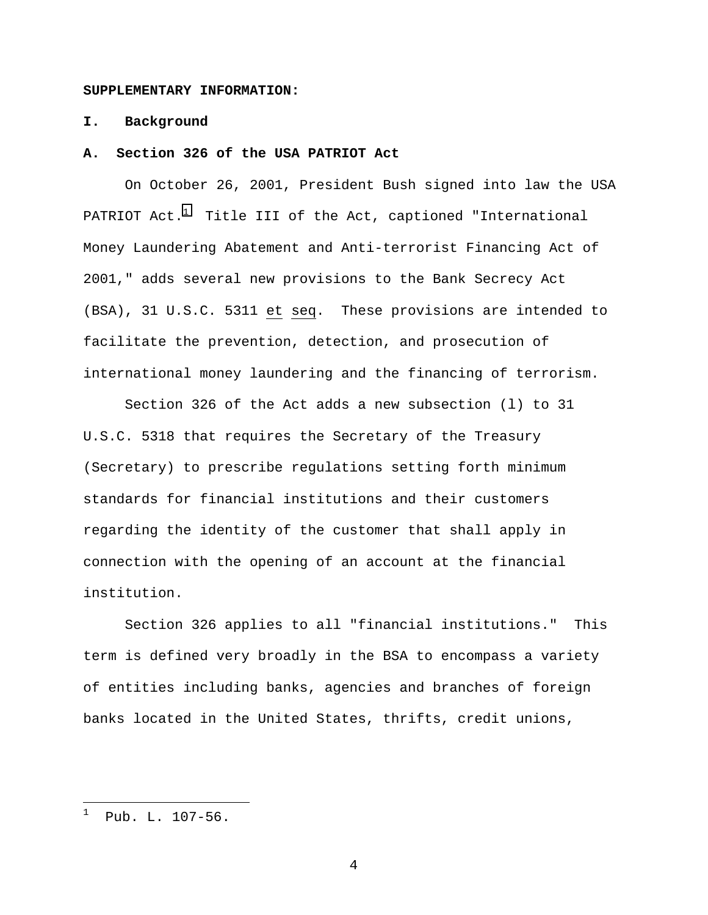**SUPPLEMENTARY INFORMATION:**

## I. Background

### A. Section 326 of the USA PATRIOT Act

On October 26, 2001, President Bush signed into law the USA PATRIOT Act.[1] Title III of the Act, captioned "International Money Laundering Abatement and Anti-terrorist Financing Act of 2001," adds several new provisions to the Bank Secrecy Act (BSA), 31 U.S.C. 5311 et seq. These provisions are intended to facilitate the prevention, detection, and prosecution of international money laundering and the financing of terrorism.

Section 326 of the Act adds a new subsection (l) to 31 U.S.C. 5318 that requires the Secretary of the Treasury (Secretary) to prescribe regulations setting forth minimum standards for financial institutions and their customers regarding the identity of the customer that shall apply in connection with the opening of an account at the financial institution.

Section 326 applies to all "financial institutions." This term is defined very broadly in the BSA to encompass a variety of entities including banks, agencies and branches of foreign banks located in the United States, thrifts, credit unions,

---

[1] Pub. L. 107-56.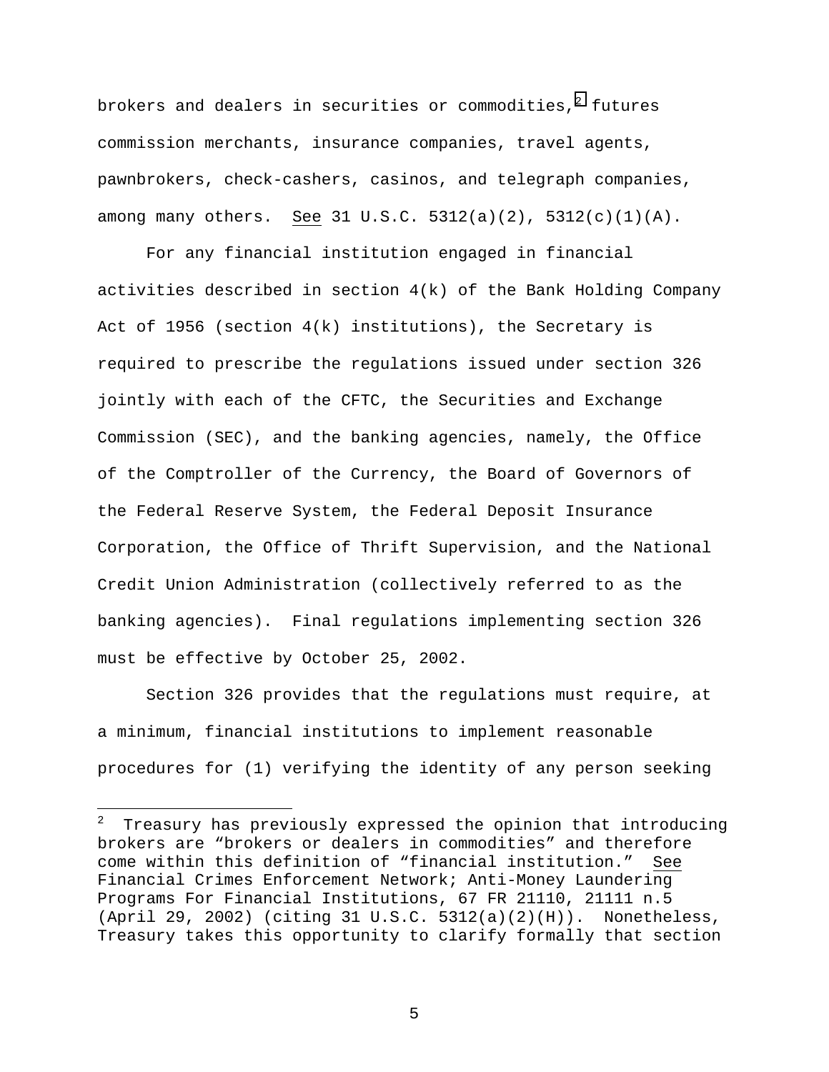brokers and dealers in securities or commodities,[2] futures commission merchants, insurance companies, travel agents, pawnbrokers, check-cashers, casinos, and telegraph companies, among many others. See 31 U.S.C. 5312(a)(2), 5312(c)(1)(A).

For any financial institution engaged in financial activities described in section 4(k) of the Bank Holding Company Act of 1956 (section 4(k) institutions), the Secretary is required to prescribe the regulations issued under section 326 jointly with each of the CFTC, the Securities and Exchange Commission (SEC), and the banking agencies, namely, the Office of the Comptroller of the Currency, the Board of Governors of the Federal Reserve System, the Federal Deposit Insurance Corporation, the Office of Thrift Supervision, and the National Credit Union Administration (collectively referred to as the banking agencies). Final regulations implementing section 326 must be effective by October 25, 2002.

Section 326 provides that the regulations must require, at a minimum, financial institutions to implement reasonable procedures for (1) verifying the identity of any person seeking

---

[2] Treasury has previously expressed the opinion that introducing brokers are "brokers or dealers in commodities" and therefore come within this definition of "financial institution." See Financial Crimes Enforcement Network; Anti-Money Laundering Programs For Financial Institutions, 67 FR 21110, 21111 n.5 (April 29, 2002) (citing 31 U.S.C. 5312(a)(2)(H)). Nonetheless, Treasury takes this opportunity to clarify formally that section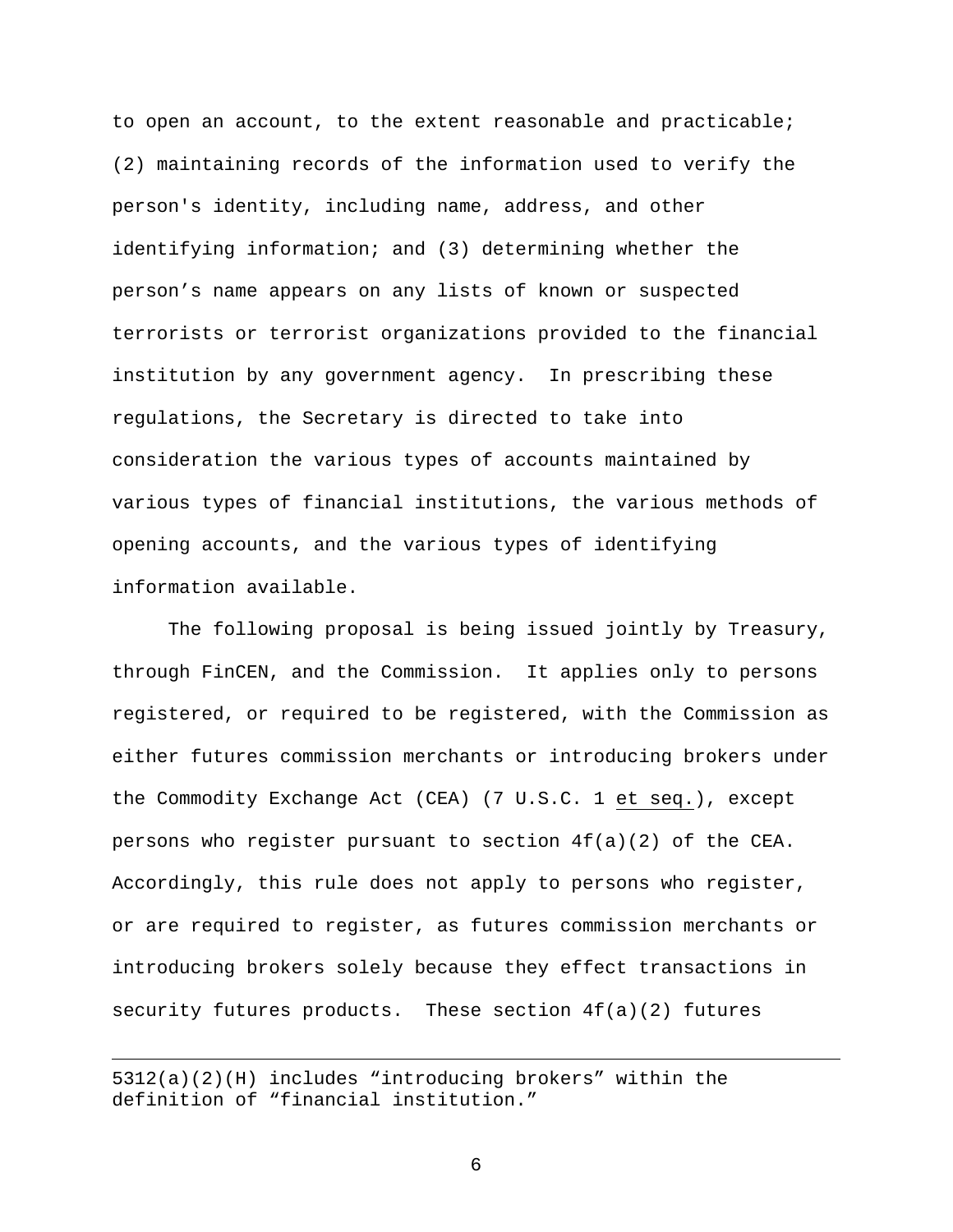to open an account, to the extent reasonable and practicable; (2) maintaining records of the information used to verify the person's identity, including name, address, and other identifying information; and (3) determining whether the person's name appears on any lists of known or suspected terrorists or terrorist organizations provided to the financial institution by any government agency. In prescribing these regulations, the Secretary is directed to take into consideration the various types of accounts maintained by various types of financial institutions, the various methods of opening accounts, and the various types of identifying information available.

The following proposal is being issued jointly by Treasury, through FinCEN, and the Commission. It applies only to persons registered, or required to be registered, with the Commission as either futures commission merchants or introducing brokers under the Commodity Exchange Act (CEA) (7 U.S.C. 1 et seq.), except persons who register pursuant to section 4f(a)(2) of the CEA. Accordingly, this rule does not apply to persons who register, or are required to register, as futures commission merchants or introducing brokers solely because they effect transactions in security futures products. These section 4f(a)(2) futures

---

5312(a)(2)(H) includes "introducing brokers" within the definition of "financial institution."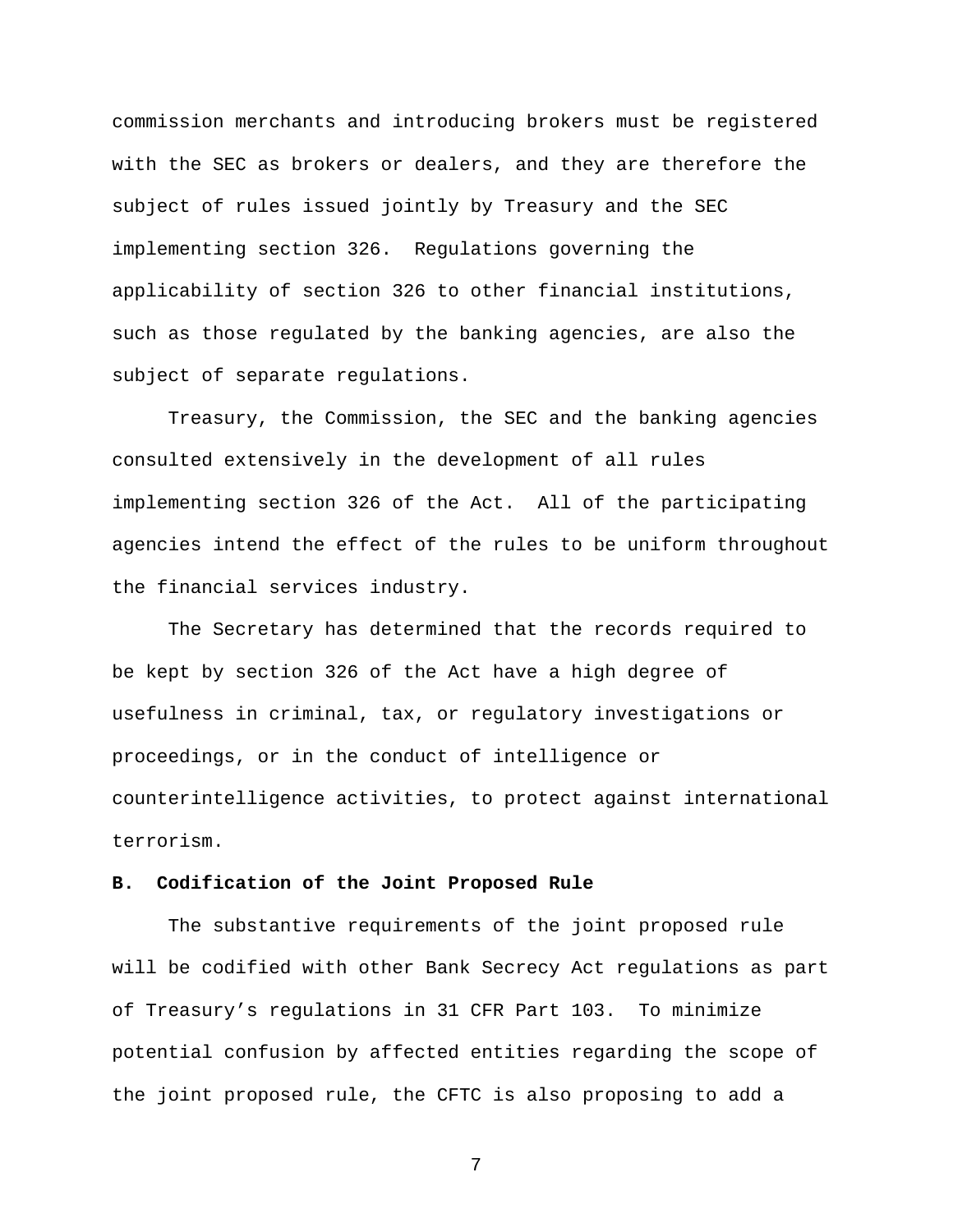commission merchants and introducing brokers must be registered with the SEC as brokers or dealers, and they are therefore the subject of rules issued jointly by Treasury and the SEC implementing section 326. Regulations governing the applicability of section 326 to other financial institutions, such as those regulated by the banking agencies, are also the subject of separate regulations.

Treasury, the Commission, the SEC and the banking agencies consulted extensively in the development of all rules implementing section 326 of the Act. All of the participating agencies intend the effect of the rules to be uniform throughout the financial services industry.

The Secretary has determined that the records required to be kept by section 326 of the Act have a high degree of usefulness in criminal, tax, or regulatory investigations or proceedings, or in the conduct of intelligence or counterintelligence activities, to protect against international terrorism.

**B. Codification of the Joint Proposed Rule**

The substantive requirements of the joint proposed rule will be codified with other Bank Secrecy Act regulations as part of Treasury's regulations in 31 CFR Part 103. To minimize potential confusion by affected entities regarding the scope of the joint proposed rule, the CFTC is also proposing to add a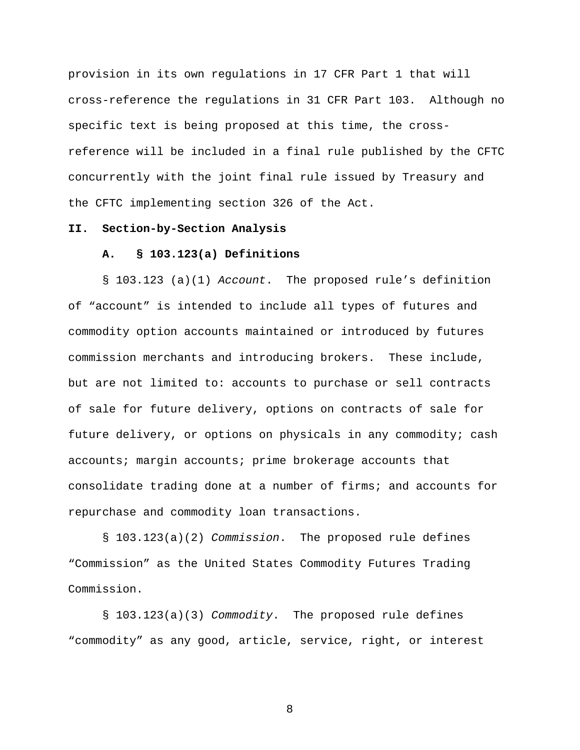provision in its own regulations in 17 CFR Part 1 that will cross-reference the regulations in 31 CFR Part 103. Although no specific text is being proposed at this time, the cross-reference will be included in a final rule published by the CFTC concurrently with the joint final rule issued by Treasury and the CFTC implementing section 326 of the Act.

## II. Section-by-Section Analysis

### A. § 103.123(a) Definitions

§ 103.123 (a)(1) *Account*. The proposed rule's definition of "account" is intended to include all types of futures and commodity option accounts maintained or introduced by futures commission merchants and introducing brokers. These include, but are not limited to: accounts to purchase or sell contracts of sale for future delivery, options on contracts of sale for future delivery, or options on physicals in any commodity; cash accounts; margin accounts; prime brokerage accounts that consolidate trading done at a number of firms; and accounts for repurchase and commodity loan transactions.

§ 103.123(a)(2) *Commission*. The proposed rule defines "Commission" as the United States Commodity Futures Trading Commission.

§ 103.123(a)(3) *Commodity*. The proposed rule defines "commodity" as any good, article, service, right, or interest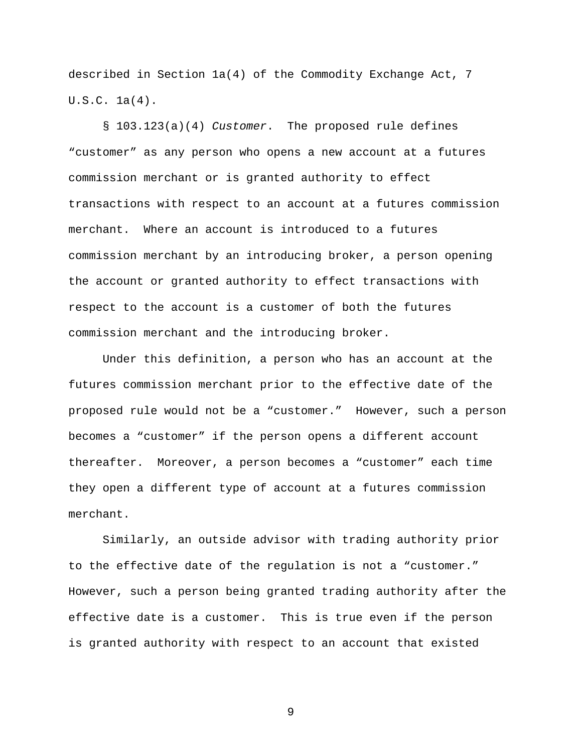described in Section 1a(4) of the Commodity Exchange Act, 7 U.S.C. 1a(4).

§ 103.123(a)(4) *Customer*. The proposed rule defines "customer" as any person who opens a new account at a futures commission merchant or is granted authority to effect transactions with respect to an account at a futures commission merchant. Where an account is introduced to a futures commission merchant by an introducing broker, a person opening the account or granted authority to effect transactions with respect to the account is a customer of both the futures commission merchant and the introducing broker.

Under this definition, a person who has an account at the futures commission merchant prior to the effective date of the proposed rule would not be a "customer." However, such a person becomes a "customer" if the person opens a different account thereafter. Moreover, a person becomes a "customer" each time they open a different type of account at a futures commission merchant.

Similarly, an outside advisor with trading authority prior to the effective date of the regulation is not a "customer." However, such a person being granted trading authority after the effective date is a customer. This is true even if the person is granted authority with respect to an account that existed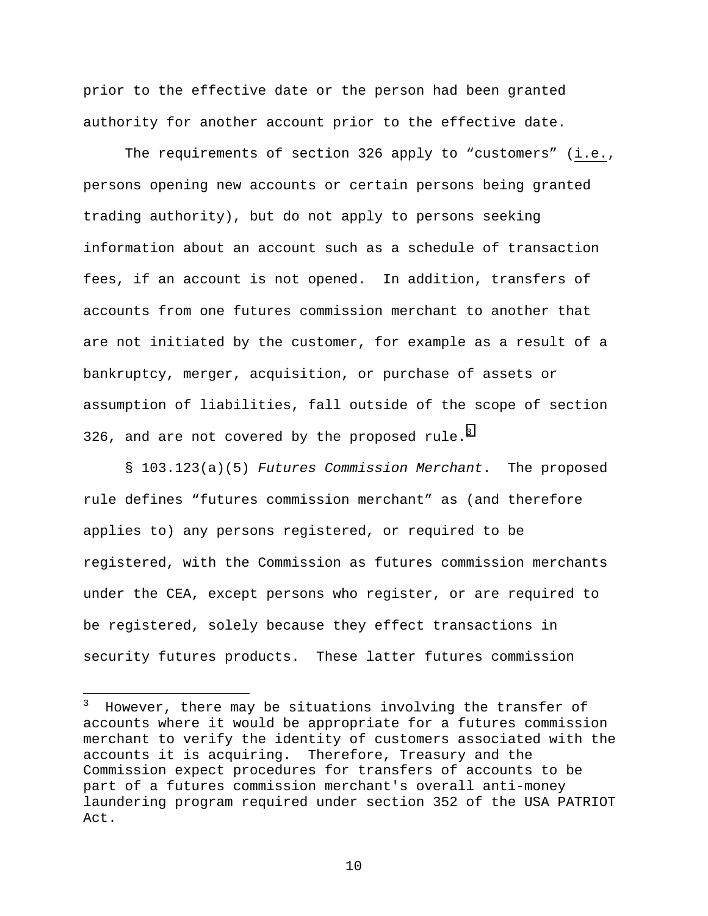prior to the effective date or the person had been granted authority for another account prior to the effective date.

The requirements of section 326 apply to "customers" (i.e., persons opening new accounts or certain persons being granted trading authority), but do not apply to persons seeking information about an account such as a schedule of transaction fees, if an account is not opened. In addition, transfers of accounts from one futures commission merchant to another that are not initiated by the customer, for example as a result of a bankruptcy, merger, acquisition, or purchase of assets or assumption of liabilities, fall outside of the scope of section 326, and are not covered by the proposed rule.[3]

§ 103.123(a)(5) *Futures Commission Merchant*. The proposed rule defines "futures commission merchant" as (and therefore applies to) any persons registered, or required to be registered, with the Commission as futures commission merchants under the CEA, except persons who register, or are required to be registered, solely because they effect transactions in security futures products. These latter futures commission

---

[3] However, there may be situations involving the transfer of accounts where it would be appropriate for a futures commission merchant to verify the identity of customers associated with the accounts it is acquiring. Therefore, Treasury and the Commission expect procedures for transfers of accounts to be part of a futures commission merchant's overall anti-money laundering program required under section 352 of the USA PATRIOT Act.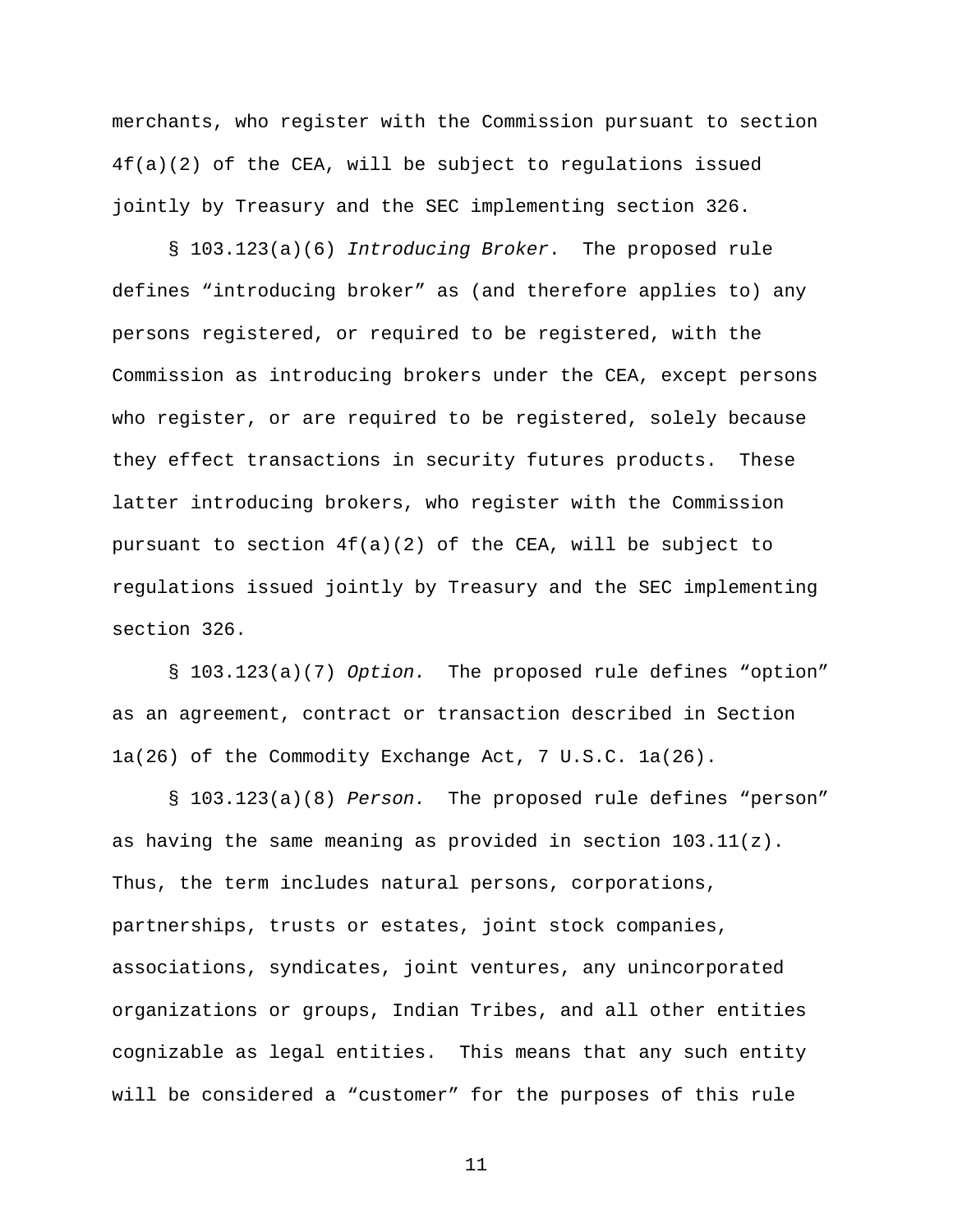merchants, who register with the Commission pursuant to section 4f(a)(2) of the CEA, will be subject to regulations issued jointly by Treasury and the SEC implementing section 326.

§ 103.123(a)(6) *Introducing Broker*. The proposed rule defines "introducing broker" as (and therefore applies to) any persons registered, or required to be registered, with the Commission as introducing brokers under the CEA, except persons who register, or are required to be registered, solely because they effect transactions in security futures products. These latter introducing brokers, who register with the Commission pursuant to section 4f(a)(2) of the CEA, will be subject to regulations issued jointly by Treasury and the SEC implementing section 326.

§ 103.123(a)(7) *Option.* The proposed rule defines "option" as an agreement, contract or transaction described in Section 1a(26) of the Commodity Exchange Act, 7 U.S.C. 1a(26).

§ 103.123(a)(8) *Person.* The proposed rule defines "person" as having the same meaning as provided in section 103.11(z). Thus, the term includes natural persons, corporations, partnerships, trusts or estates, joint stock companies, associations, syndicates, joint ventures, any unincorporated organizations or groups, Indian Tribes, and all other entities cognizable as legal entities. This means that any such entity will be considered a "customer" for the purposes of this rule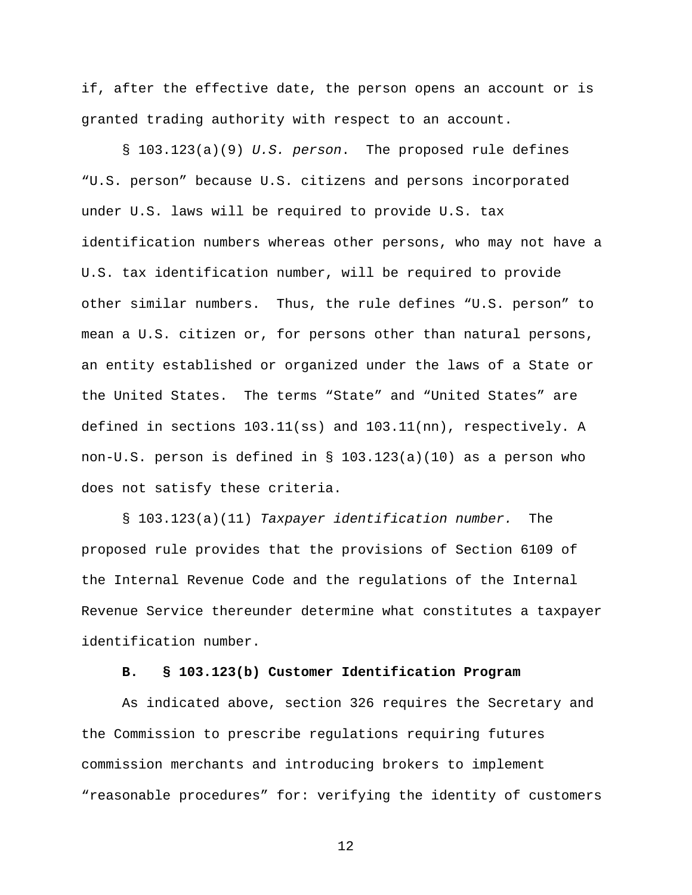if, after the effective date, the person opens an account or is granted trading authority with respect to an account.

§ 103.123(a)(9) *U.S. person*. The proposed rule defines "U.S. person" because U.S. citizens and persons incorporated under U.S. laws will be required to provide U.S. tax identification numbers whereas other persons, who may not have a U.S. tax identification number, will be required to provide other similar numbers. Thus, the rule defines "U.S. person" to mean a U.S. citizen or, for persons other than natural persons, an entity established or organized under the laws of a State or the United States. The terms "State" and "United States" are defined in sections 103.11(ss) and 103.11(nn), respectively. A non-U.S. person is defined in § 103.123(a)(10) as a person who does not satisfy these criteria.

§ 103.123(a)(11) *Taxpayer identification number.* The proposed rule provides that the provisions of Section 6109 of the Internal Revenue Code and the regulations of the Internal Revenue Service thereunder determine what constitutes a taxpayer identification number.

**B. § 103.123(b) Customer Identification Program**

As indicated above, section 326 requires the Secretary and the Commission to prescribe regulations requiring futures commission merchants and introducing brokers to implement "reasonable procedures" for: verifying the identity of customers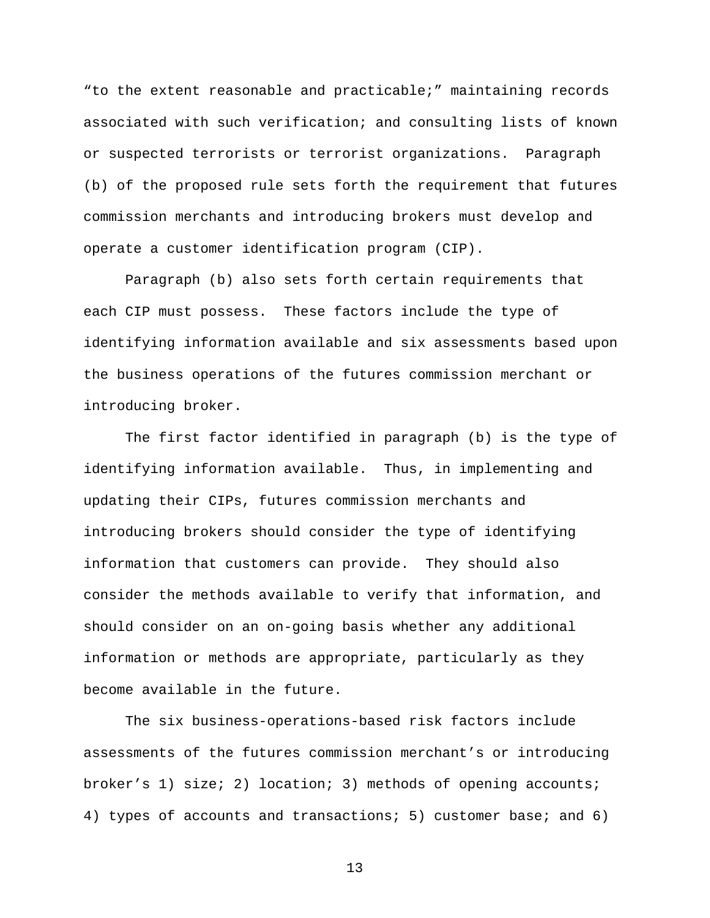"to the extent reasonable and practicable;" maintaining records associated with such verification; and consulting lists of known or suspected terrorists or terrorist organizations. Paragraph (b) of the proposed rule sets forth the requirement that futures commission merchants and introducing brokers must develop and operate a customer identification program (CIP).

Paragraph (b) also sets forth certain requirements that each CIP must possess. These factors include the type of identifying information available and six assessments based upon the business operations of the futures commission merchant or introducing broker.

The first factor identified in paragraph (b) is the type of identifying information available. Thus, in implementing and updating their CIPs, futures commission merchants and introducing brokers should consider the type of identifying information that customers can provide. They should also consider the methods available to verify that information, and should consider on an on-going basis whether any additional information or methods are appropriate, particularly as they become available in the future.

The six business-operations-based risk factors include assessments of the futures commission merchant's or introducing broker's 1) size; 2) location; 3) methods of opening accounts; 4) types of accounts and transactions; 5) customer base; and 6)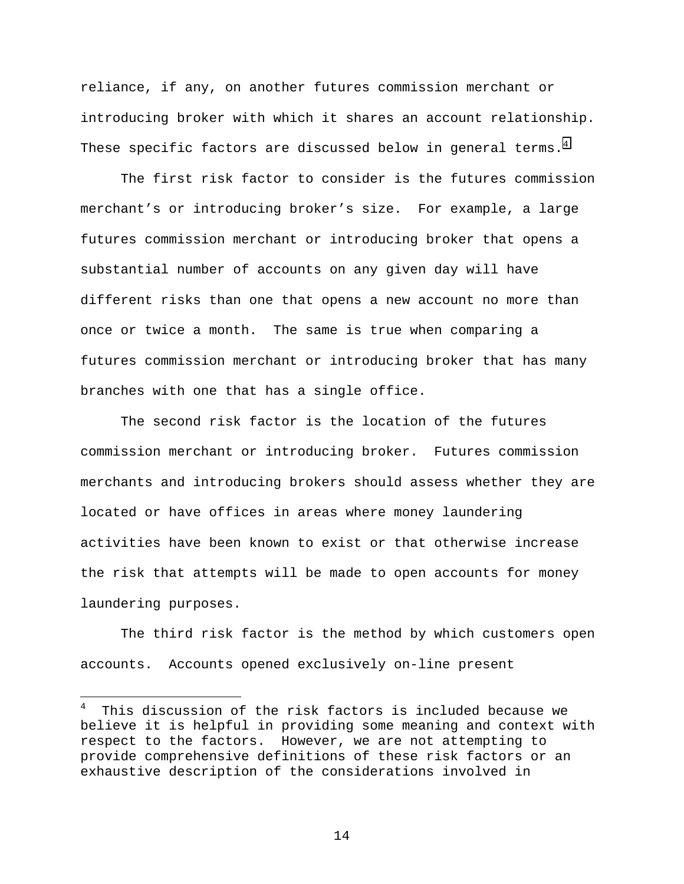reliance, if any, on another futures commission merchant or introducing broker with which it shares an account relationship. These specific factors are discussed below in general terms.[4]

The first risk factor to consider is the futures commission merchant's or introducing broker's size. For example, a large futures commission merchant or introducing broker that opens a substantial number of accounts on any given day will have different risks than one that opens a new account no more than once or twice a month. The same is true when comparing a futures commission merchant or introducing broker that has many branches with one that has a single office.

The second risk factor is the location of the futures commission merchant or introducing broker. Futures commission merchants and introducing brokers should assess whether they are located or have offices in areas where money laundering activities have been known to exist or that otherwise increase the risk that attempts will be made to open accounts for money laundering purposes.

The third risk factor is the method by which customers open accounts. Accounts opened exclusively on-line present

---

[4] This discussion of the risk factors is included because we believe it is helpful in providing some meaning and context with respect to the factors. However, we are not attempting to provide comprehensive definitions of these risk factors or an exhaustive description of the considerations involved in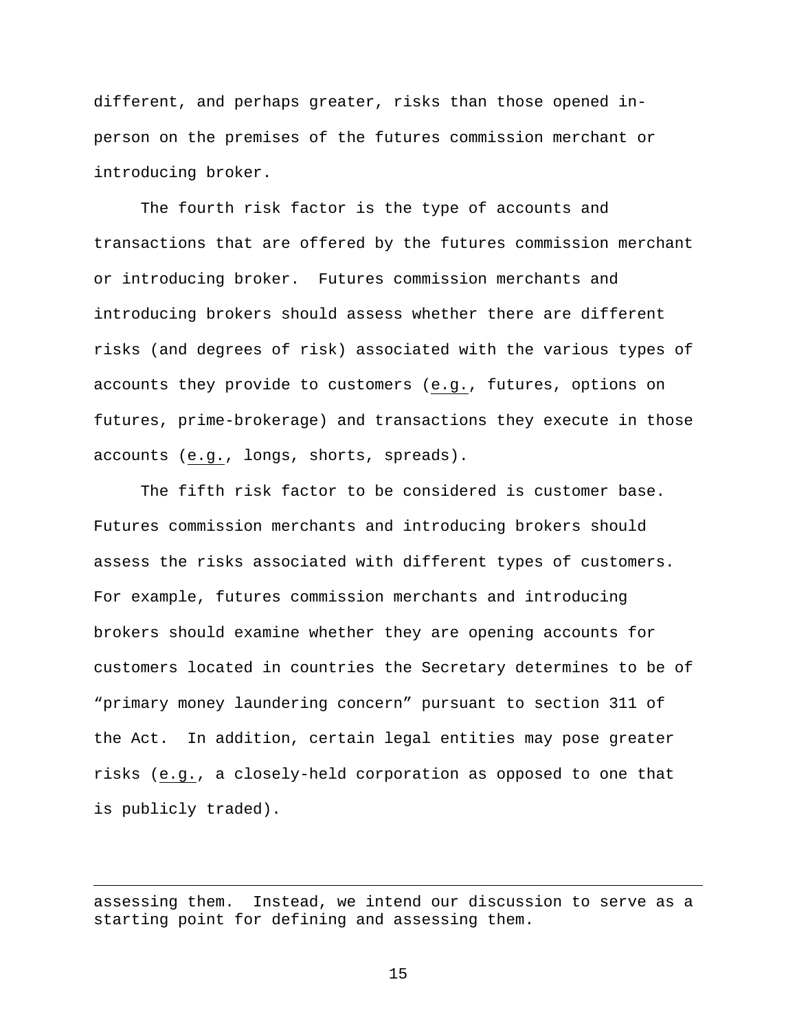different, and perhaps greater, risks than those opened in-person on the premises of the futures commission merchant or introducing broker.

The fourth risk factor is the type of accounts and transactions that are offered by the futures commission merchant or introducing broker. Futures commission merchants and introducing brokers should assess whether there are different risks (and degrees of risk) associated with the various types of accounts they provide to customers (e.g., futures, options on futures, prime-brokerage) and transactions they execute in those accounts (e.g., longs, shorts, spreads).

The fifth risk factor to be considered is customer base. Futures commission merchants and introducing brokers should assess the risks associated with different types of customers. For example, futures commission merchants and introducing brokers should examine whether they are opening accounts for customers located in countries the Secretary determines to be of "primary money laundering concern" pursuant to section 311 of the Act. In addition, certain legal entities may pose greater risks (e.g., a closely-held corporation as opposed to one that is publicly traded).

---

assessing them. Instead, we intend our discussion to serve as a starting point for defining and assessing them.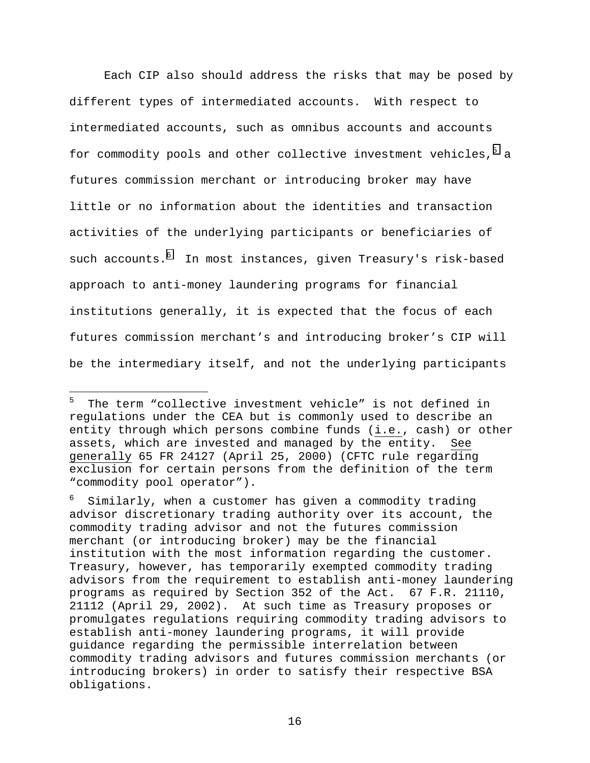Each CIP also should address the risks that may be posed by different types of intermediated accounts. With respect to intermediated accounts, such as omnibus accounts and accounts for commodity pools and other collective investment vehicles,[5] a futures commission merchant or introducing broker may have little or no information about the identities and transaction activities of the underlying participants or beneficiaries of such accounts.[6] In most instances, given Treasury's risk-based approach to anti-money laundering programs for financial institutions generally, it is expected that the focus of each futures commission merchant's and introducing broker's CIP will be the intermediary itself, and not the underlying participants

---

[5] The term "collective investment vehicle" is not defined in regulations under the CEA but is commonly used to describe an entity through which persons combine funds (<u>i.e.</u>, cash) or other assets, which are invested and managed by the entity. <u>See generally</u> 65 FR 24127 (April 25, 2000) (CFTC rule regarding exclusion for certain persons from the definition of the term "commodity pool operator").

[6] Similarly, when a customer has given a commodity trading advisor discretionary trading authority over its account, the commodity trading advisor and not the futures commission merchant (or introducing broker) may be the financial institution with the most information regarding the customer. Treasury, however, has temporarily exempted commodity trading advisors from the requirement to establish anti-money laundering programs as required by Section 352 of the Act. 67 F.R. 21110, 21112 (April 29, 2002). At such time as Treasury proposes or promulgates regulations requiring commodity trading advisors to establish anti-money laundering programs, it will provide guidance regarding the permissible interrelation between commodity trading advisors and futures commission merchants (or introducing brokers) in order to satisfy their respective BSA obligations.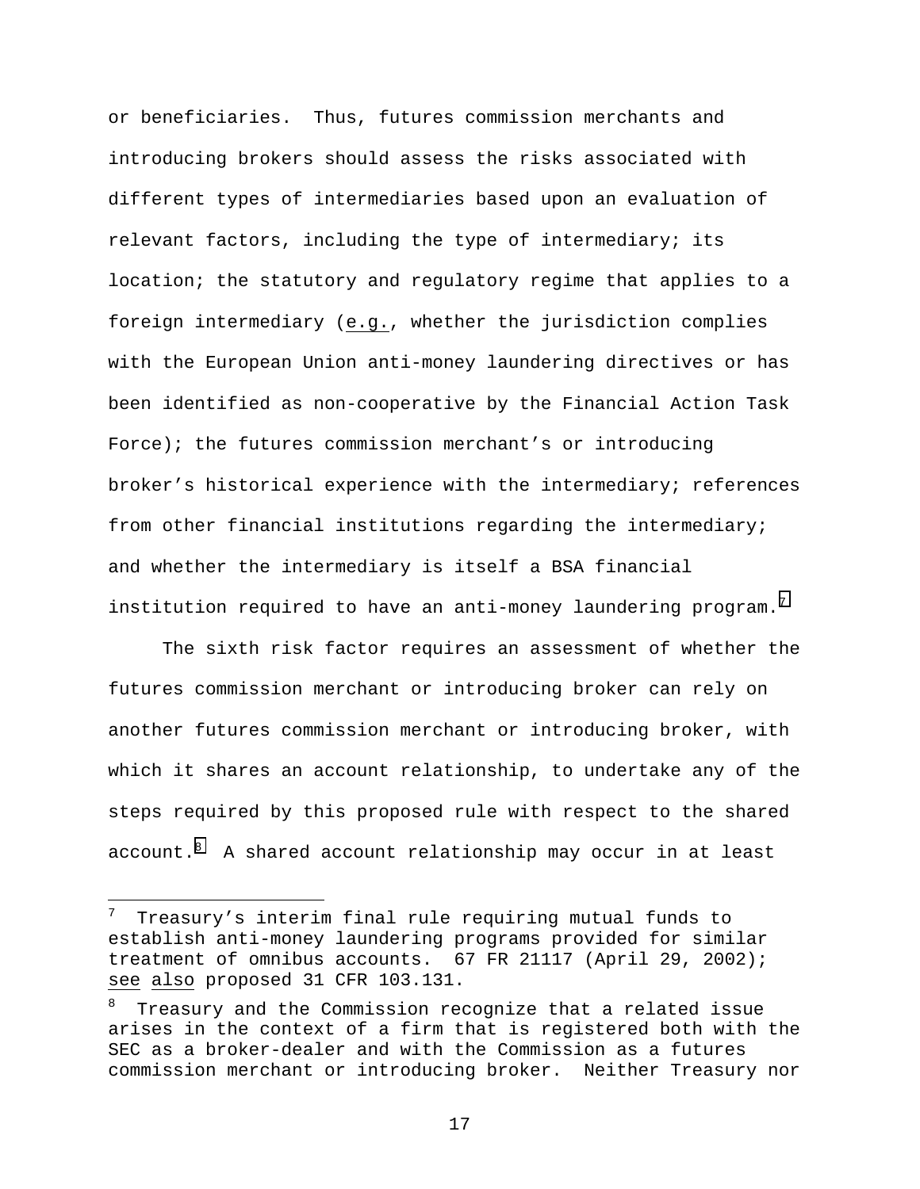or beneficiaries. Thus, futures commission merchants and introducing brokers should assess the risks associated with different types of intermediaries based upon an evaluation of relevant factors, including the type of intermediary; its location; the statutory and regulatory regime that applies to a foreign intermediary (e.g., whether the jurisdiction complies with the European Union anti-money laundering directives or has been identified as non-cooperative by the Financial Action Task Force); the futures commission merchant's or introducing broker's historical experience with the intermediary; references from other financial institutions regarding the intermediary; and whether the intermediary is itself a BSA financial institution required to have an anti-money laundering program.[7]

The sixth risk factor requires an assessment of whether the futures commission merchant or introducing broker can rely on another futures commission merchant or introducing broker, with which it shares an account relationship, to undertake any of the steps required by this proposed rule with respect to the shared account.[8] A shared account relationship may occur in at least

---

[7] Treasury's interim final rule requiring mutual funds to establish anti-money laundering programs provided for similar treatment of omnibus accounts. 67 FR 21117 (April 29, 2002); see also proposed 31 CFR 103.131.

[8] Treasury and the Commission recognize that a related issue arises in the context of a firm that is registered both with the SEC as a broker-dealer and with the Commission as a futures commission merchant or introducing broker. Neither Treasury nor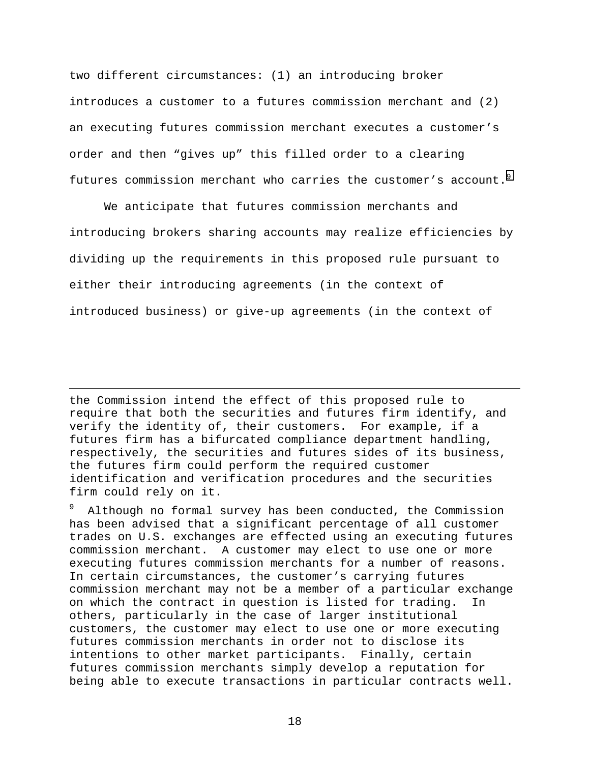two different circumstances: (1) an introducing broker introduces a customer to a futures commission merchant and (2) an executing futures commission merchant executes a customer's order and then "gives up" this filled order to a clearing futures commission merchant who carries the customer's account.[9]

We anticipate that futures commission merchants and introducing brokers sharing accounts may realize efficiencies by dividing up the requirements in this proposed rule pursuant to either their introducing agreements (in the context of introduced business) or give-up agreements (in the context of

---

the Commission intend the effect of this proposed rule to require that both the securities and futures firm identify, and verify the identity of, their customers. For example, if a futures firm has a bifurcated compliance department handling, respectively, the securities and futures sides of its business, the futures firm could perform the required customer identification and verification procedures and the securities firm could rely on it.

[9] Although no formal survey has been conducted, the Commission has been advised that a significant percentage of all customer trades on U.S. exchanges are effected using an executing futures commission merchant. A customer may elect to use one or more executing futures commission merchants for a number of reasons. In certain circumstances, the customer's carrying futures commission merchant may not be a member of a particular exchange on which the contract in question is listed for trading. In others, particularly in the case of larger institutional customers, the customer may elect to use one or more executing futures commission merchants in order not to disclose its intentions to other market participants. Finally, certain futures commission merchants simply develop a reputation for being able to execute transactions in particular contracts well.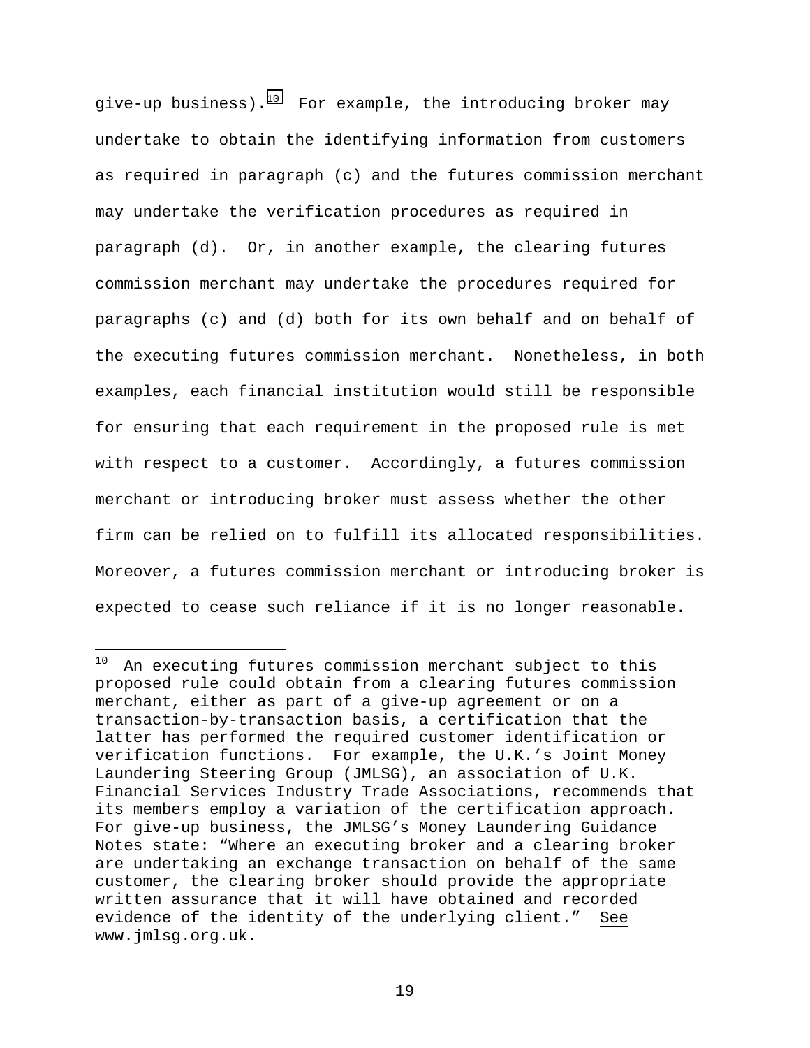give-up business).[10] For example, the introducing broker may undertake to obtain the identifying information from customers as required in paragraph (c) and the futures commission merchant may undertake the verification procedures as required in paragraph (d). Or, in another example, the clearing futures commission merchant may undertake the procedures required for paragraphs (c) and (d) both for its own behalf and on behalf of the executing futures commission merchant. Nonetheless, in both examples, each financial institution would still be responsible for ensuring that each requirement in the proposed rule is met with respect to a customer. Accordingly, a futures commission merchant or introducing broker must assess whether the other firm can be relied on to fulfill its allocated responsibilities. Moreover, a futures commission merchant or introducing broker is expected to cease such reliance if it is no longer reasonable.

---

[10] An executing futures commission merchant subject to this proposed rule could obtain from a clearing futures commission merchant, either as part of a give-up agreement or on a transaction-by-transaction basis, a certification that the latter has performed the required customer identification or verification functions. For example, the U.K.'s Joint Money Laundering Steering Group (JMLSG), an association of U.K. Financial Services Industry Trade Associations, recommends that its members employ a variation of the certification approach. For give-up business, the JMLSG's Money Laundering Guidance Notes state: "Where an executing broker and a clearing broker are undertaking an exchange transaction on behalf of the same customer, the clearing broker should provide the appropriate written assurance that it will have obtained and recorded evidence of the identity of the underlying client." See www.jmlsg.org.uk.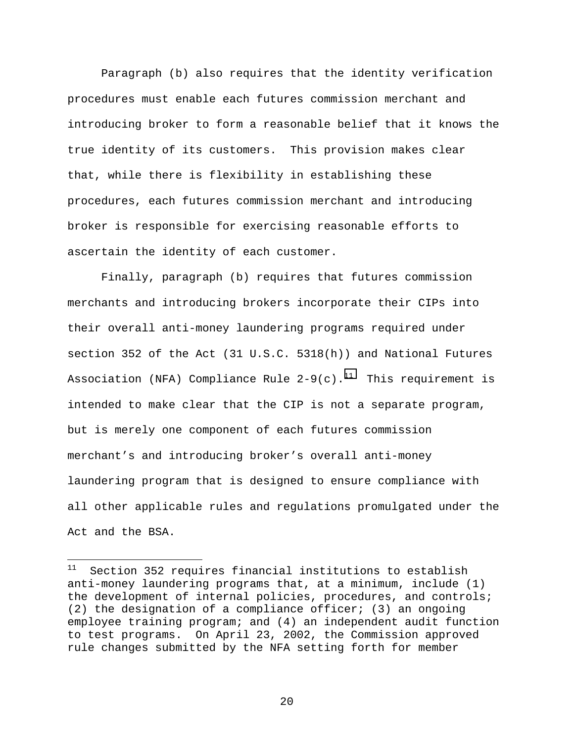Paragraph (b) also requires that the identity verification procedures must enable each futures commission merchant and introducing broker to form a reasonable belief that it knows the true identity of its customers. This provision makes clear that, while there is flexibility in establishing these procedures, each futures commission merchant and introducing broker is responsible for exercising reasonable efforts to ascertain the identity of each customer.

Finally, paragraph (b) requires that futures commission merchants and introducing brokers incorporate their CIPs into their overall anti-money laundering programs required under section 352 of the Act (31 U.S.C. 5318(h)) and National Futures Association (NFA) Compliance Rule 2-9(c).[11] This requirement is intended to make clear that the CIP is not a separate program, but is merely one component of each futures commission merchant's and introducing broker's overall anti-money laundering program that is designed to ensure compliance with all other applicable rules and regulations promulgated under the Act and the BSA.

---

[11] Section 352 requires financial institutions to establish anti-money laundering programs that, at a minimum, include (1) the development of internal policies, procedures, and controls; (2) the designation of a compliance officer; (3) an ongoing employee training program; and (4) an independent audit function to test programs. On April 23, 2002, the Commission approved rule changes submitted by the NFA setting forth for member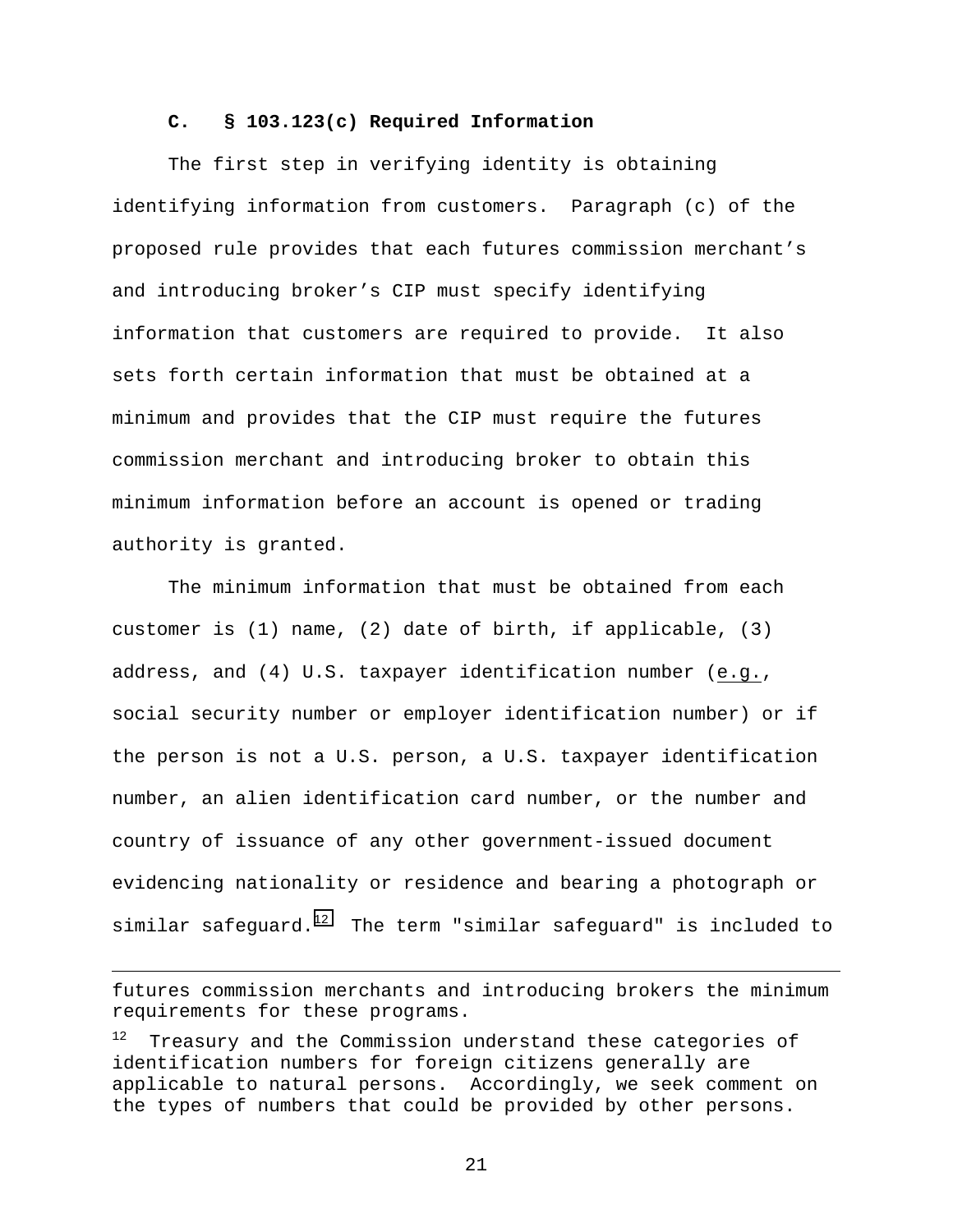### C. § 103.123(c) Required Information

The first step in verifying identity is obtaining identifying information from customers. Paragraph (c) of the proposed rule provides that each futures commission merchant's and introducing broker's CIP must specify identifying information that customers are required to provide. It also sets forth certain information that must be obtained at a minimum and provides that the CIP must require the futures commission merchant and introducing broker to obtain this minimum information before an account is opened or trading authority is granted.

The minimum information that must be obtained from each customer is (1) name, (2) date of birth, if applicable, (3) address, and (4) U.S. taxpayer identification number (e.g., social security number or employer identification number) or if the person is not a U.S. person, a U.S. taxpayer identification number, an alien identification card number, or the number and country of issuance of any other government-issued document evidencing nationality or residence and bearing a photograph or similar safeguard.[12] The term "similar safeguard" is included to

---

futures commission merchants and introducing brokers the minimum requirements for these programs.

[12] Treasury and the Commission understand these categories of identification numbers for foreign citizens generally are applicable to natural persons. Accordingly, we seek comment on the types of numbers that could be provided by other persons.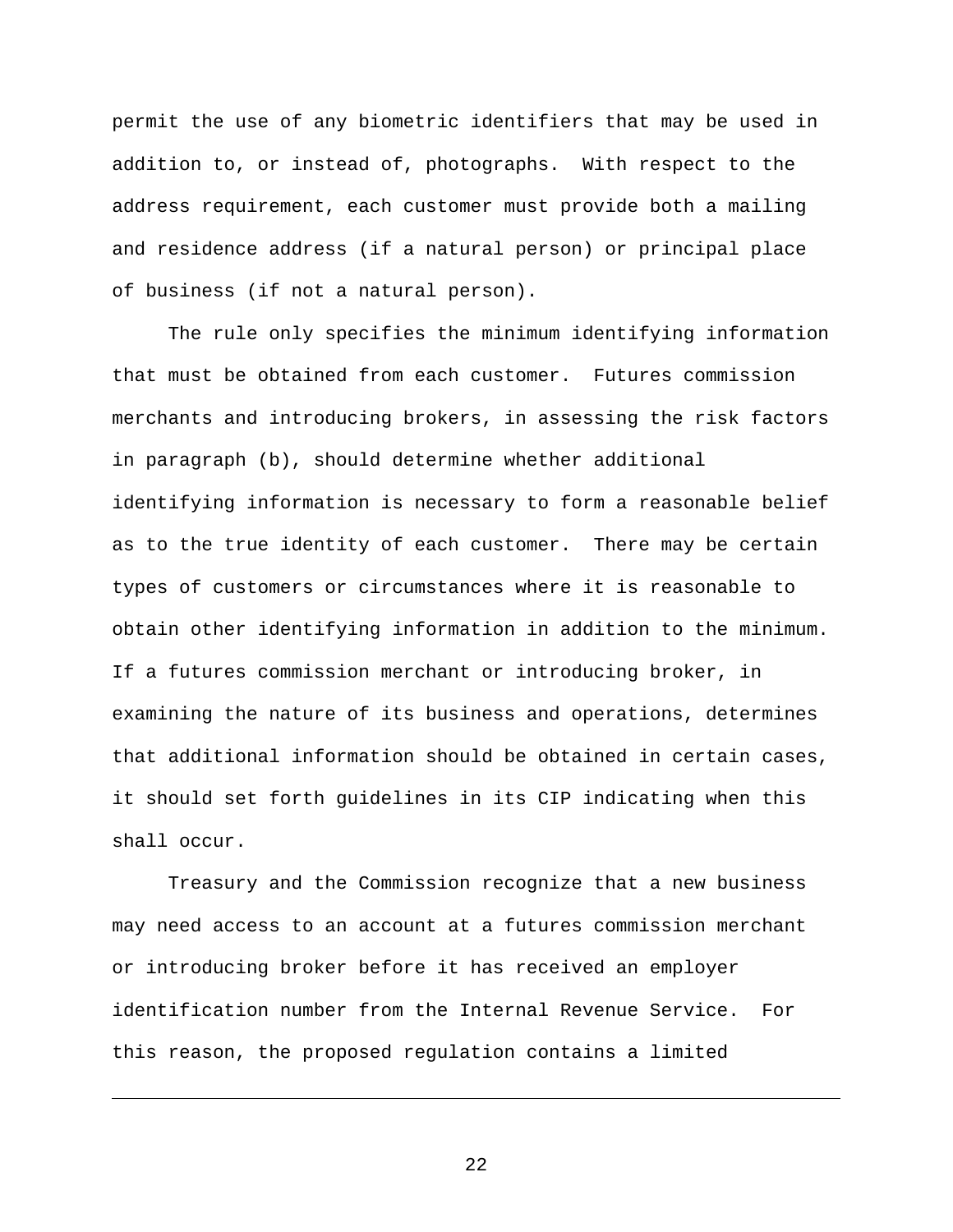permit the use of any biometric identifiers that may be used in addition to, or instead of, photographs. With respect to the address requirement, each customer must provide both a mailing and residence address (if a natural person) or principal place of business (if not a natural person).

The rule only specifies the minimum identifying information that must be obtained from each customer. Futures commission merchants and introducing brokers, in assessing the risk factors in paragraph (b), should determine whether additional identifying information is necessary to form a reasonable belief as to the true identity of each customer. There may be certain types of customers or circumstances where it is reasonable to obtain other identifying information in addition to the minimum. If a futures commission merchant or introducing broker, in examining the nature of its business and operations, determines that additional information should be obtained in certain cases, it should set forth guidelines in its CIP indicating when this shall occur.

Treasury and the Commission recognize that a new business may need access to an account at a futures commission merchant or introducing broker before it has received an employer identification number from the Internal Revenue Service. For this reason, the proposed regulation contains a limited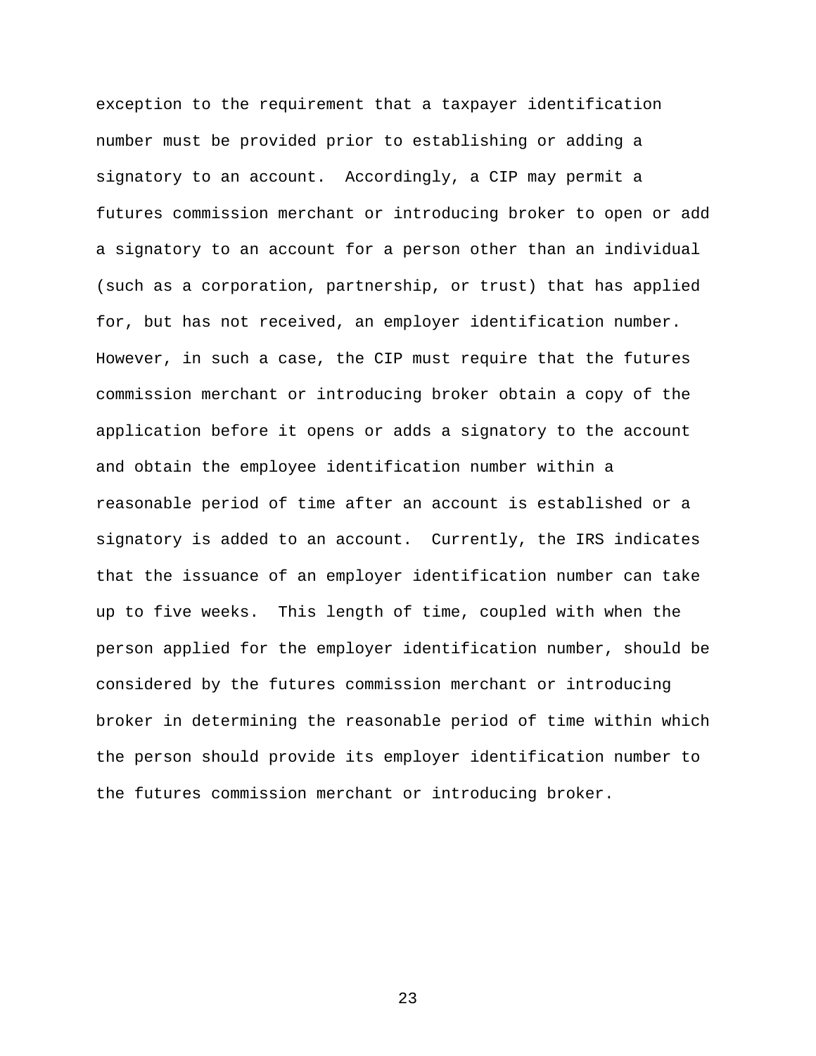exception to the requirement that a taxpayer identification number must be provided prior to establishing or adding a signatory to an account. Accordingly, a CIP may permit a futures commission merchant or introducing broker to open or add a signatory to an account for a person other than an individual (such as a corporation, partnership, or trust) that has applied for, but has not received, an employer identification number. However, in such a case, the CIP must require that the futures commission merchant or introducing broker obtain a copy of the application before it opens or adds a signatory to the account and obtain the employee identification number within a reasonable period of time after an account is established or a signatory is added to an account. Currently, the IRS indicates that the issuance of an employer identification number can take up to five weeks. This length of time, coupled with when the person applied for the employer identification number, should be considered by the futures commission merchant or introducing broker in determining the reasonable period of time within which the person should provide its employer identification number to the futures commission merchant or introducing broker.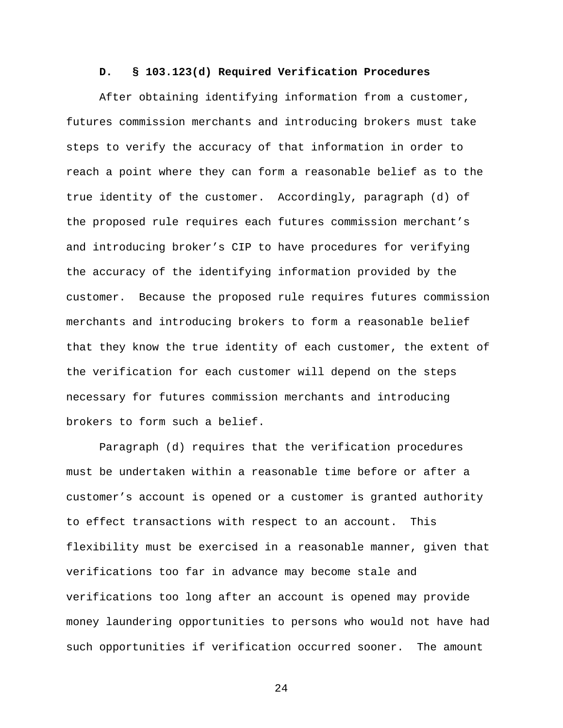### D. § 103.123(d) Required Verification Procedures

After obtaining identifying information from a customer, futures commission merchants and introducing brokers must take steps to verify the accuracy of that information in order to reach a point where they can form a reasonable belief as to the true identity of the customer. Accordingly, paragraph (d) of the proposed rule requires each futures commission merchant's and introducing broker's CIP to have procedures for verifying the accuracy of the identifying information provided by the customer. Because the proposed rule requires futures commission merchants and introducing brokers to form a reasonable belief that they know the true identity of each customer, the extent of the verification for each customer will depend on the steps necessary for futures commission merchants and introducing brokers to form such a belief.

Paragraph (d) requires that the verification procedures must be undertaken within a reasonable time before or after a customer's account is opened or a customer is granted authority to effect transactions with respect to an account. This flexibility must be exercised in a reasonable manner, given that verifications too far in advance may become stale and verifications too long after an account is opened may provide money laundering opportunities to persons who would not have had such opportunities if verification occurred sooner. The amount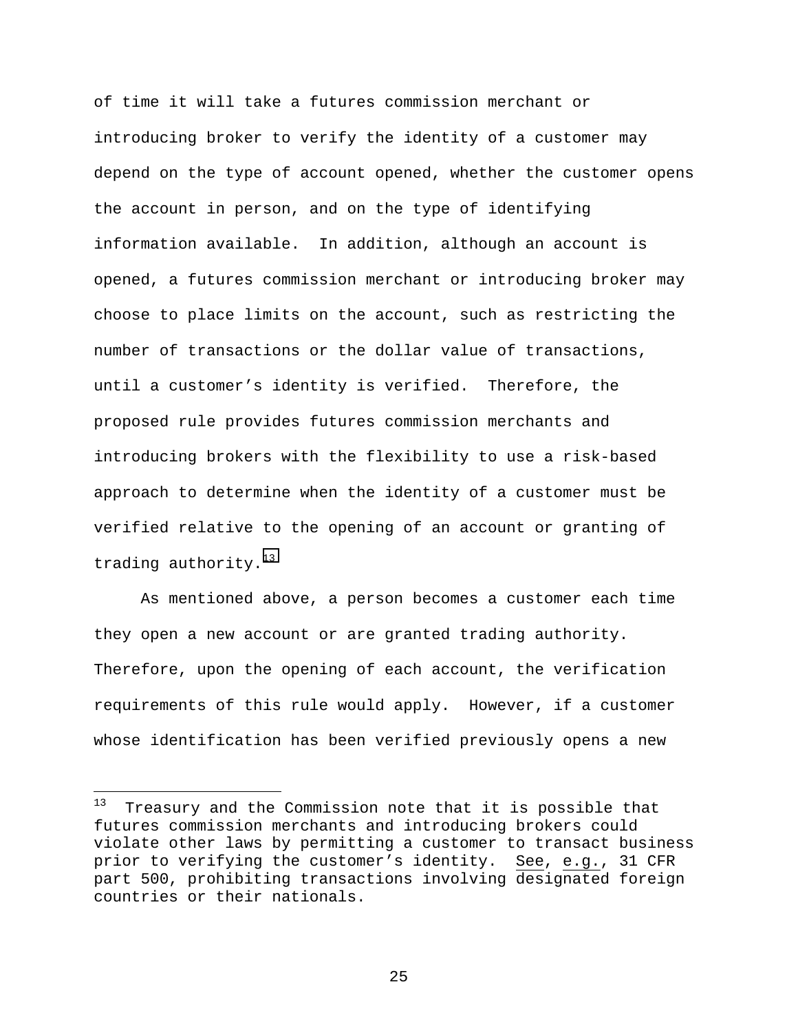of time it will take a futures commission merchant or introducing broker to verify the identity of a customer may depend on the type of account opened, whether the customer opens the account in person, and on the type of identifying information available. In addition, although an account is opened, a futures commission merchant or introducing broker may choose to place limits on the account, such as restricting the number of transactions or the dollar value of transactions, until a customer's identity is verified. Therefore, the proposed rule provides futures commission merchants and introducing brokers with the flexibility to use a risk-based approach to determine when the identity of a customer must be verified relative to the opening of an account or granting of trading authority.[13]

As mentioned above, a person becomes a customer each time they open a new account or are granted trading authority. Therefore, upon the opening of each account, the verification requirements of this rule would apply. However, if a customer whose identification has been verified previously opens a new

---

[13] Treasury and the Commission note that it is possible that futures commission merchants and introducing brokers could violate other laws by permitting a customer to transact business prior to verifying the customer's identity. See, e.g., 31 CFR part 500, prohibiting transactions involving designated foreign countries or their nationals.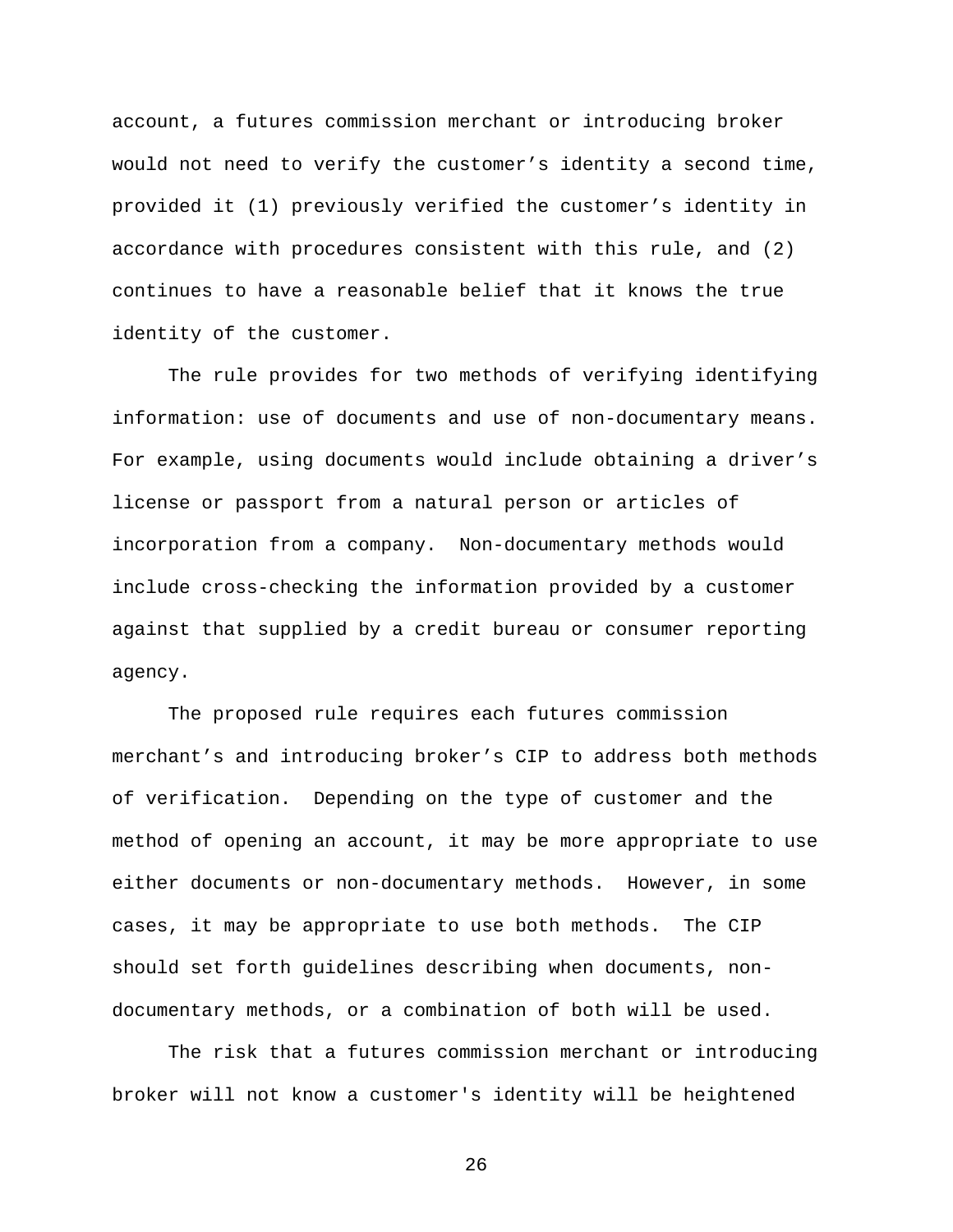account, a futures commission merchant or introducing broker would not need to verify the customer's identity a second time, provided it (1) previously verified the customer's identity in accordance with procedures consistent with this rule, and (2) continues to have a reasonable belief that it knows the true identity of the customer.

The rule provides for two methods of verifying identifying information: use of documents and use of non-documentary means. For example, using documents would include obtaining a driver's license or passport from a natural person or articles of incorporation from a company. Non-documentary methods would include cross-checking the information provided by a customer against that supplied by a credit bureau or consumer reporting agency.

The proposed rule requires each futures commission merchant's and introducing broker's CIP to address both methods of verification. Depending on the type of customer and the method of opening an account, it may be more appropriate to use either documents or non-documentary methods. However, in some cases, it may be appropriate to use both methods. The CIP should set forth guidelines describing when documents, non-documentary methods, or a combination of both will be used.

The risk that a futures commission merchant or introducing broker will not know a customer's identity will be heightened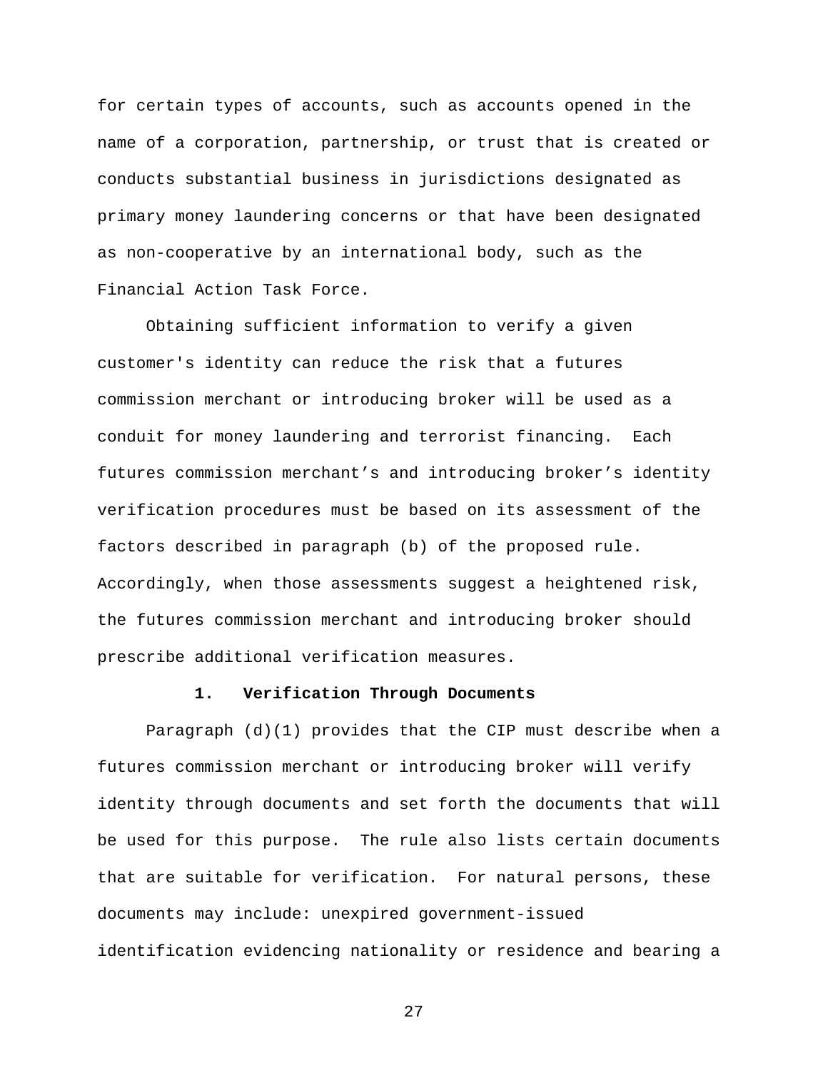for certain types of accounts, such as accounts opened in the name of a corporation, partnership, or trust that is created or conducts substantial business in jurisdictions designated as primary money laundering concerns or that have been designated as non-cooperative by an international body, such as the Financial Action Task Force.

Obtaining sufficient information to verify a given customer's identity can reduce the risk that a futures commission merchant or introducing broker will be used as a conduit for money laundering and terrorist financing. Each futures commission merchant’s and introducing broker’s identity verification procedures must be based on its assessment of the factors described in paragraph (b) of the proposed rule. Accordingly, when those assessments suggest a heightened risk, the futures commission merchant and introducing broker should prescribe additional verification measures.

### 1. Verification Through Documents

Paragraph (d)(1) provides that the CIP must describe when a futures commission merchant or introducing broker will verify identity through documents and set forth the documents that will be used for this purpose. The rule also lists certain documents that are suitable for verification. For natural persons, these documents may include: unexpired government-issued identification evidencing nationality or residence and bearing a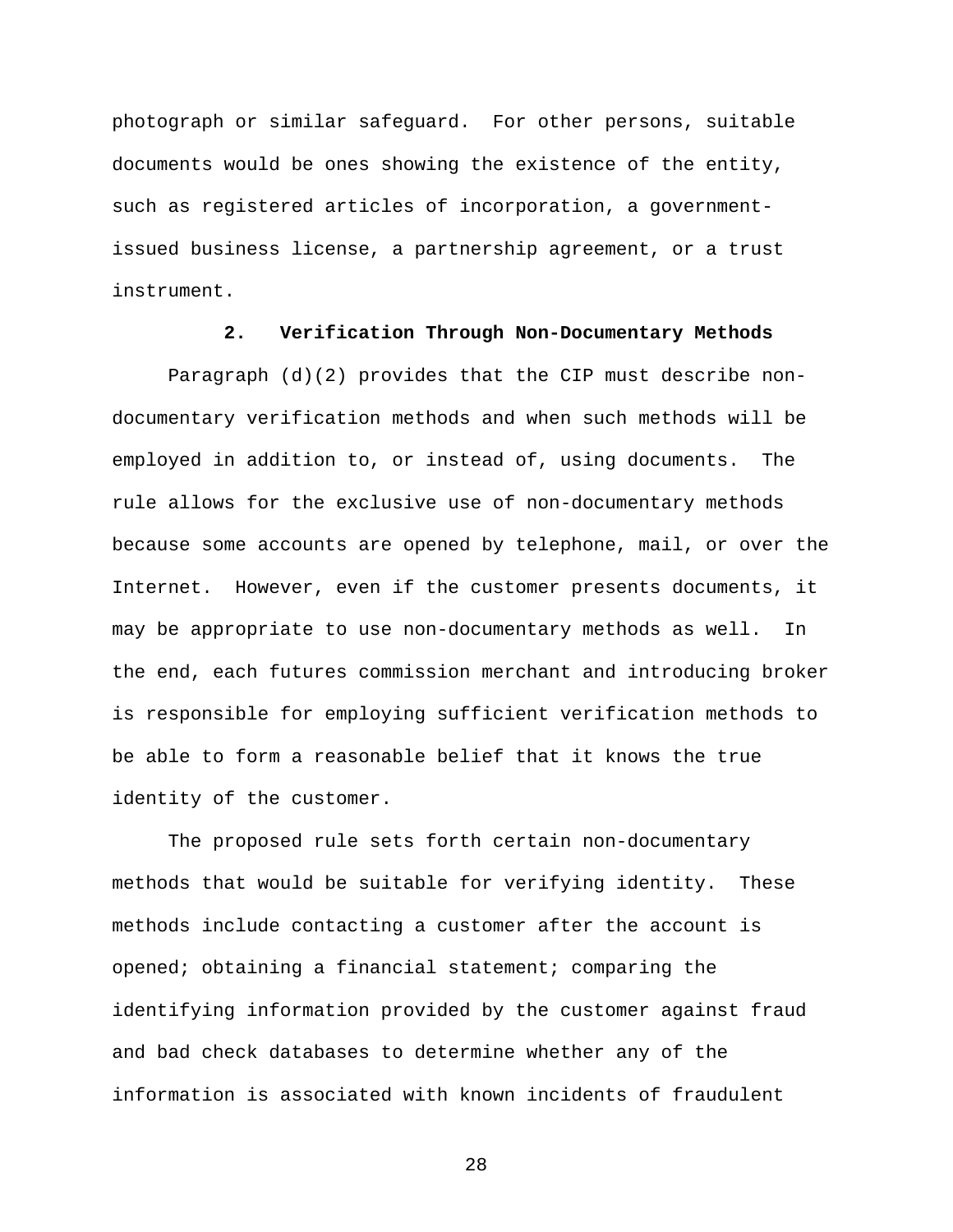photograph or similar safeguard. For other persons, suitable documents would be ones showing the existence of the entity, such as registered articles of incorporation, a government-issued business license, a partnership agreement, or a trust instrument.

### 2. Verification Through Non-Documentary Methods

Paragraph (d)(2) provides that the CIP must describe non-documentary verification methods and when such methods will be employed in addition to, or instead of, using documents. The rule allows for the exclusive use of non-documentary methods because some accounts are opened by telephone, mail, or over the Internet. However, even if the customer presents documents, it may be appropriate to use non-documentary methods as well. In the end, each futures commission merchant and introducing broker is responsible for employing sufficient verification methods to be able to form a reasonable belief that it knows the true identity of the customer.

The proposed rule sets forth certain non-documentary methods that would be suitable for verifying identity. These methods include contacting a customer after the account is opened; obtaining a financial statement; comparing the identifying information provided by the customer against fraud and bad check databases to determine whether any of the information is associated with known incidents of fraudulent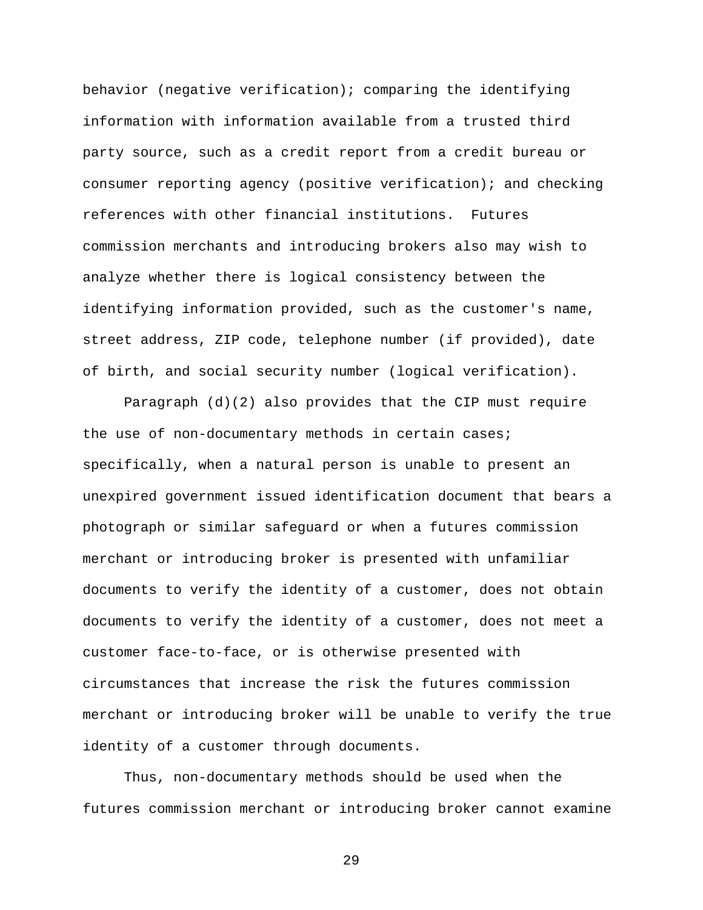behavior (negative verification); comparing the identifying information with information available from a trusted third party source, such as a credit report from a credit bureau or consumer reporting agency (positive verification); and checking references with other financial institutions.  Futures commission merchants and introducing brokers also may wish to analyze whether there is logical consistency between the identifying information provided, such as the customer's name, street address, ZIP code, telephone number (if provided), date of birth, and social security number (logical verification).

Paragraph (d)(2) also provides that the CIP must require the use of non-documentary methods in certain cases; specifically, when a natural person is unable to present an unexpired government issued identification document that bears a photograph or similar safeguard or when a futures commission merchant or introducing broker is presented with unfamiliar documents to verify the identity of a customer, does not obtain documents to verify the identity of a customer, does not meet a customer face-to-face, or is otherwise presented with circumstances that increase the risk the futures commission merchant or introducing broker will be unable to verify the true identity of a customer through documents.

Thus, non-documentary methods should be used when the futures commission merchant or introducing broker cannot examine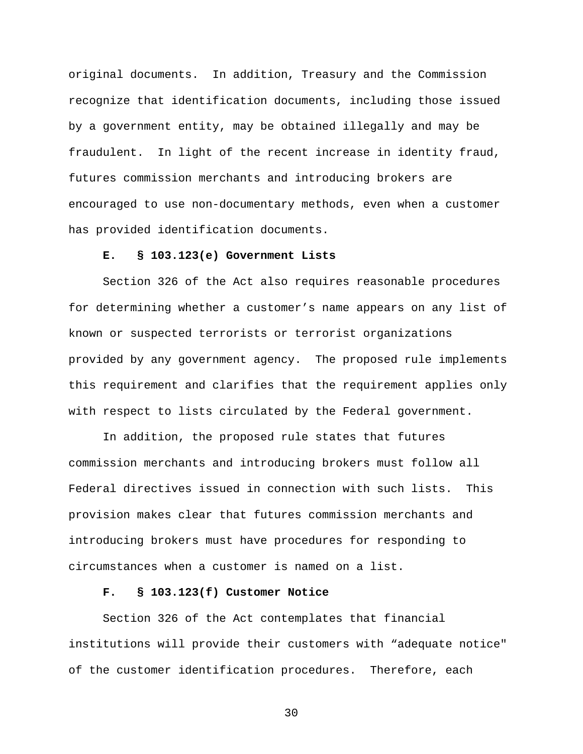original documents. In addition, Treasury and the Commission recognize that identification documents, including those issued by a government entity, may be obtained illegally and may be fraudulent. In light of the recent increase in identity fraud, futures commission merchants and introducing brokers are encouraged to use non-documentary methods, even when a customer has provided identification documents.

**E. § 103.123(e) Government Lists**

Section 326 of the Act also requires reasonable procedures for determining whether a customer's name appears on any list of known or suspected terrorists or terrorist organizations provided by any government agency. The proposed rule implements this requirement and clarifies that the requirement applies only with respect to lists circulated by the Federal government.

In addition, the proposed rule states that futures commission merchants and introducing brokers must follow all Federal directives issued in connection with such lists. This provision makes clear that futures commission merchants and introducing brokers must have procedures for responding to circumstances when a customer is named on a list.

**F. § 103.123(f) Customer Notice**

Section 326 of the Act contemplates that financial institutions will provide their customers with "adequate notice" of the customer identification procedures. Therefore, each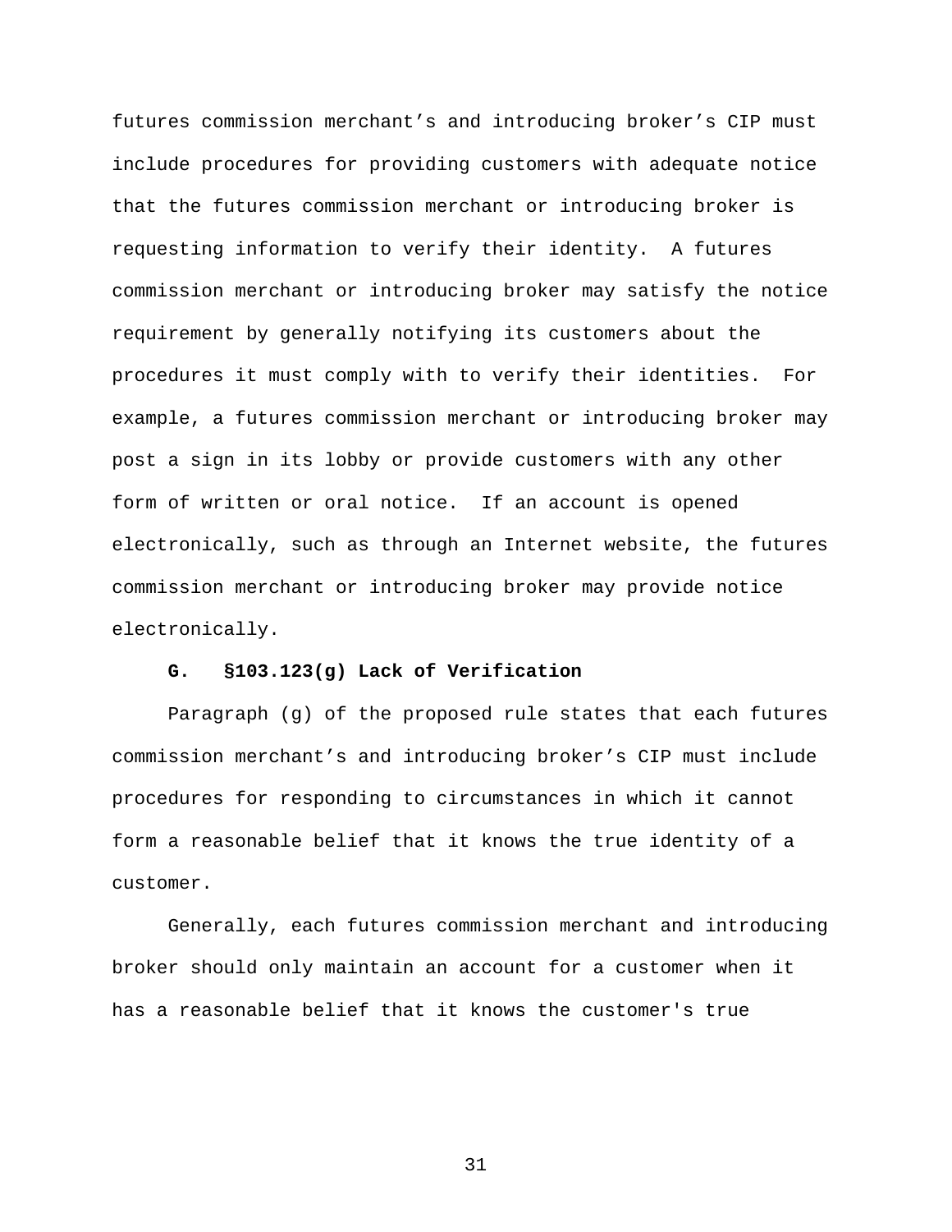futures commission merchant’s and introducing broker’s CIP must include procedures for providing customers with adequate notice that the futures commission merchant or introducing broker is requesting information to verify their identity. A futures commission merchant or introducing broker may satisfy the notice requirement by generally notifying its customers about the procedures it must comply with to verify their identities. For example, a futures commission merchant or introducing broker may post a sign in its lobby or provide customers with any other form of written or oral notice. If an account is opened electronically, such as through an Internet website, the futures commission merchant or introducing broker may provide notice electronically.

### G. §103.123(g) Lack of Verification

Paragraph (g) of the proposed rule states that each futures commission merchant’s and introducing broker’s CIP must include procedures for responding to circumstances in which it cannot form a reasonable belief that it knows the true identity of a customer.

Generally, each futures commission merchant and introducing broker should only maintain an account for a customer when it has a reasonable belief that it knows the customer's true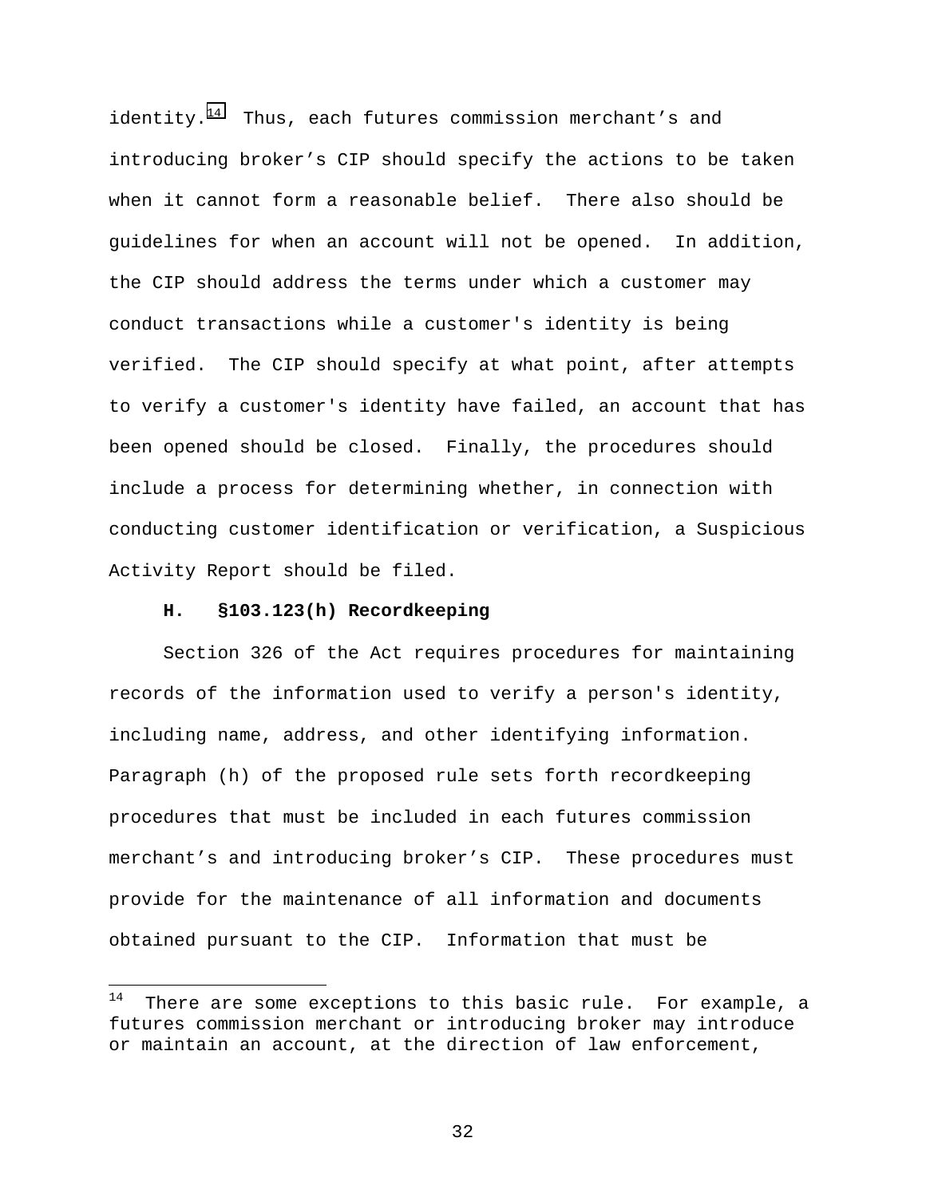identity.[14] Thus, each futures commission merchant's and introducing broker's CIP should specify the actions to be taken when it cannot form a reasonable belief. There also should be guidelines for when an account will not be opened. In addition, the CIP should address the terms under which a customer may conduct transactions while a customer's identity is being verified. The CIP should specify at what point, after attempts to verify a customer's identity have failed, an account that has been opened should be closed. Finally, the procedures should include a process for determining whether, in connection with conducting customer identification or verification, a Suspicious Activity Report should be filed.

**H. §103.123(h) Recordkeeping**

Section 326 of the Act requires procedures for maintaining records of the information used to verify a person's identity, including name, address, and other identifying information. Paragraph (h) of the proposed rule sets forth recordkeeping procedures that must be included in each futures commission merchant's and introducing broker's CIP. These procedures must provide for the maintenance of all information and documents obtained pursuant to the CIP. Information that must be

---

[14] There are some exceptions to this basic rule. For example, a futures commission merchant or introducing broker may introduce or maintain an account, at the direction of law enforcement,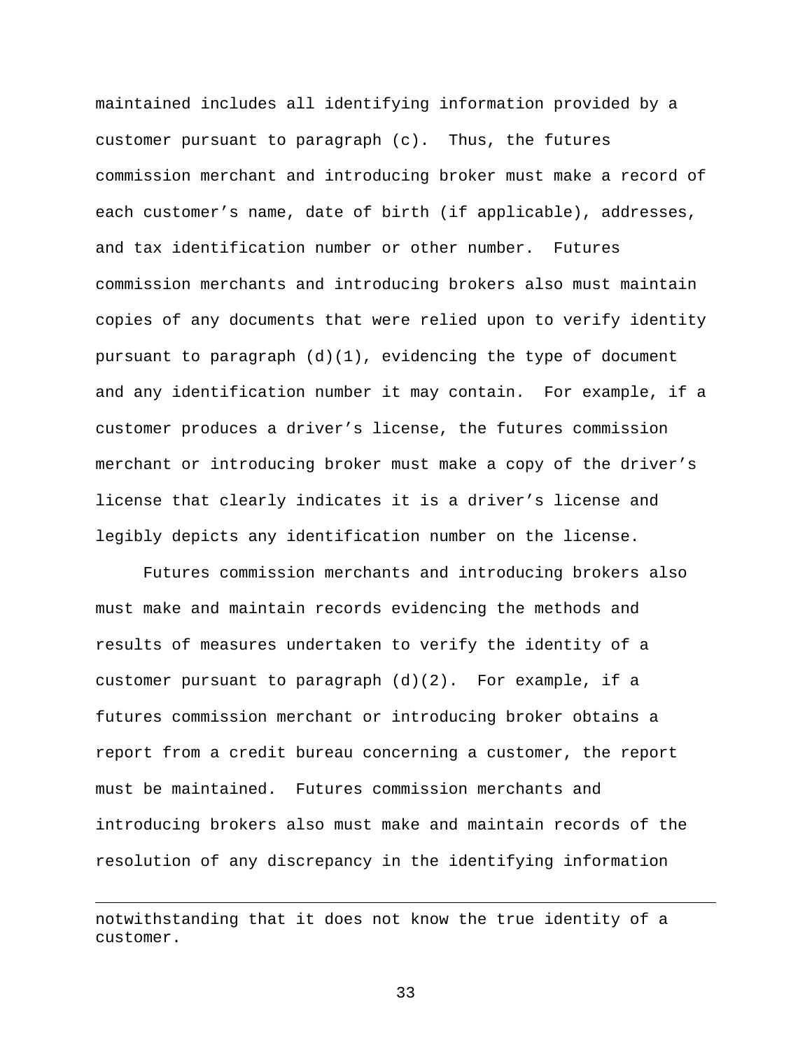maintained includes all identifying information provided by a customer pursuant to paragraph (c). Thus, the futures commission merchant and introducing broker must make a record of each customer’s name, date of birth (if applicable), addresses, and tax identification number or other number. Futures commission merchants and introducing brokers also must maintain copies of any documents that were relied upon to verify identity pursuant to paragraph (d)(1), evidencing the type of document and any identification number it may contain. For example, if a customer produces a driver’s license, the futures commission merchant or introducing broker must make a copy of the driver’s license that clearly indicates it is a driver’s license and legibly depicts any identification number on the license.

Futures commission merchants and introducing brokers also must make and maintain records evidencing the methods and results of measures undertaken to verify the identity of a customer pursuant to paragraph (d)(2). For example, if a futures commission merchant or introducing broker obtains a report from a credit bureau concerning a customer, the report must be maintained. Futures commission merchants and introducing brokers also must make and maintain records of the resolution of any discrepancy in the identifying information

---

notwithstanding that it does not know the true identity of a customer.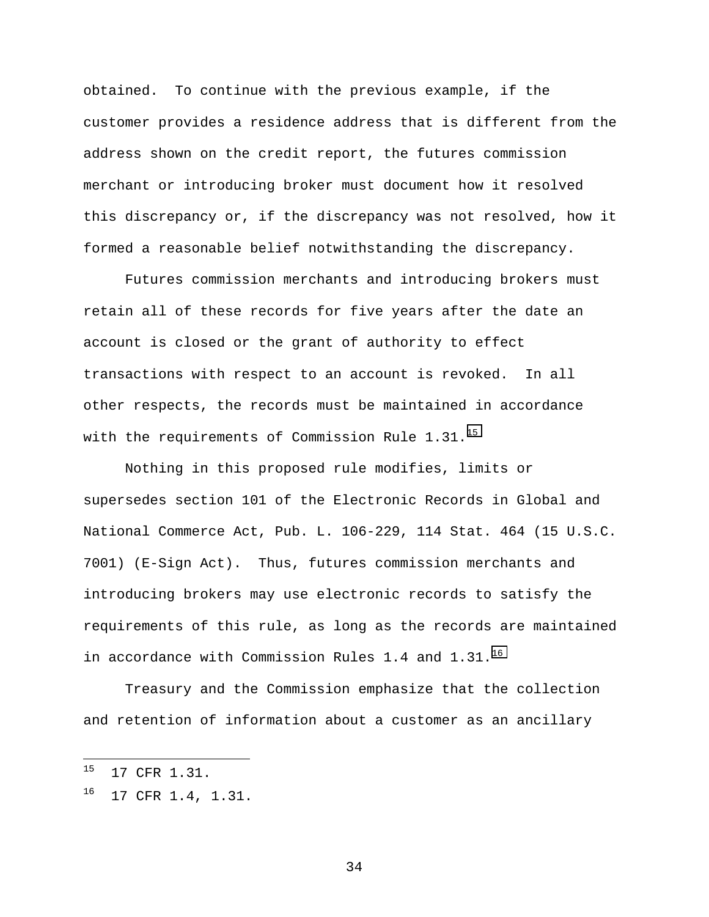obtained. To continue with the previous example, if the customer provides a residence address that is different from the address shown on the credit report, the futures commission merchant or introducing broker must document how it resolved this discrepancy or, if the discrepancy was not resolved, how it formed a reasonable belief notwithstanding the discrepancy.

Futures commission merchants and introducing brokers must retain all of these records for five years after the date an account is closed or the grant of authority to effect transactions with respect to an account is revoked. In all other respects, the records must be maintained in accordance with the requirements of Commission Rule 1.31.[15]

Nothing in this proposed rule modifies, limits or supersedes section 101 of the Electronic Records in Global and National Commerce Act, Pub. L. 106-229, 114 Stat. 464 (15 U.S.C. 7001) (E-Sign Act). Thus, futures commission merchants and introducing brokers may use electronic records to satisfy the requirements of this rule, as long as the records are maintained in accordance with Commission Rules 1.4 and 1.31.[16]

Treasury and the Commission emphasize that the collection and retention of information about a customer as an ancillary

---

[15] 17 CFR 1.31.

[16] 17 CFR 1.4, 1.31.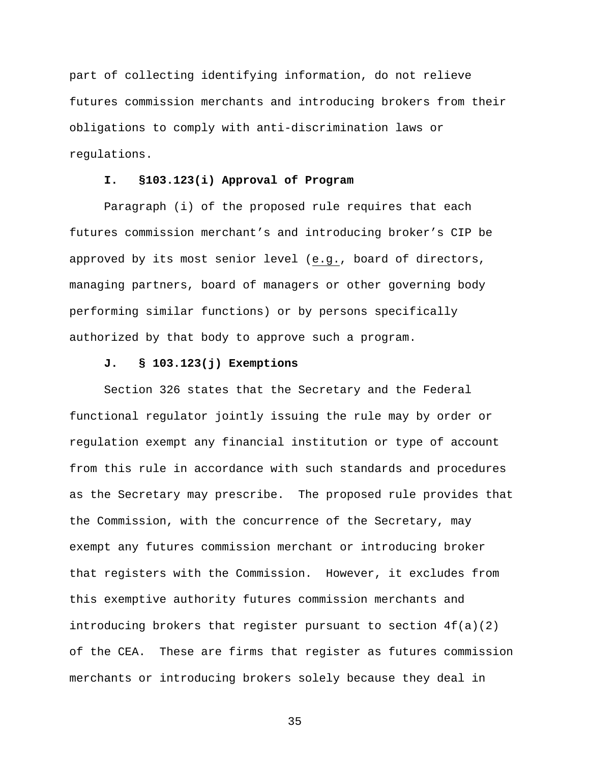part of collecting identifying information, do not relieve futures commission merchants and introducing brokers from their obligations to comply with anti-discrimination laws or regulations.

### I. §103.123(i) Approval of Program

Paragraph (i) of the proposed rule requires that each futures commission merchant's and introducing broker's CIP be approved by its most senior level (e.g., board of directors, managing partners, board of managers or other governing body performing similar functions) or by persons specifically authorized by that body to approve such a program.

### J. § 103.123(j) Exemptions

Section 326 states that the Secretary and the Federal functional regulator jointly issuing the rule may by order or regulation exempt any financial institution or type of account from this rule in accordance with such standards and procedures as the Secretary may prescribe. The proposed rule provides that the Commission, with the concurrence of the Secretary, may exempt any futures commission merchant or introducing broker that registers with the Commission. However, it excludes from this exemptive authority futures commission merchants and introducing brokers that register pursuant to section 4f(a)(2) of the CEA. These are firms that register as futures commission merchants or introducing brokers solely because they deal in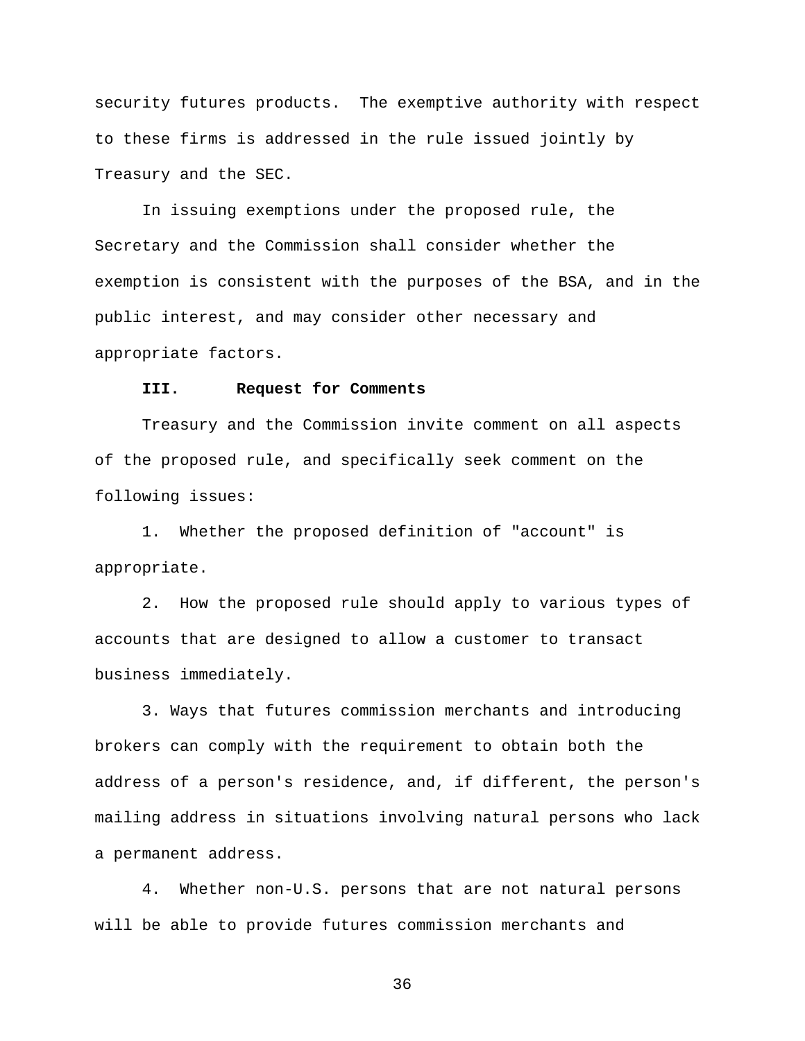security futures products. The exemptive authority with respect to these firms is addressed in the rule issued jointly by Treasury and the SEC.

In issuing exemptions under the proposed rule, the Secretary and the Commission shall consider whether the exemption is consistent with the purposes of the BSA, and in the public interest, and may consider other necessary and appropriate factors.

## III. Request for Comments

Treasury and the Commission invite comment on all aspects of the proposed rule, and specifically seek comment on the following issues:

1. Whether the proposed definition of "account" is appropriate.

2. How the proposed rule should apply to various types of accounts that are designed to allow a customer to transact business immediately.

3. Ways that futures commission merchants and introducing brokers can comply with the requirement to obtain both the address of a person's residence, and, if different, the person's mailing address in situations involving natural persons who lack a permanent address.

4. Whether non-U.S. persons that are not natural persons will be able to provide futures commission merchants and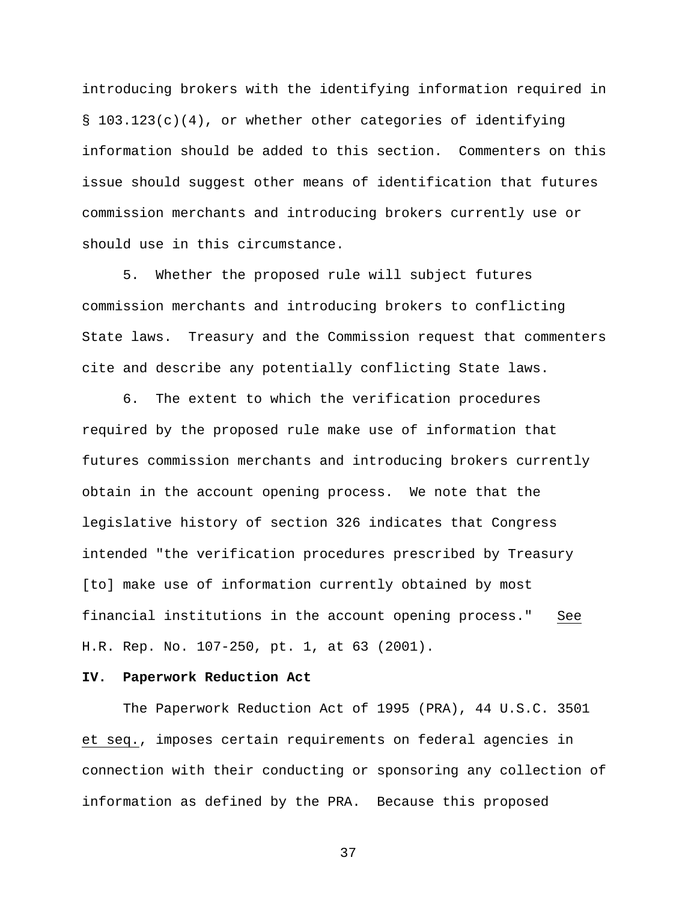introducing brokers with the identifying information required in § 103.123(c)(4), or whether other categories of identifying information should be added to this section. Commenters on this issue should suggest other means of identification that futures commission merchants and introducing brokers currently use or should use in this circumstance.

5. Whether the proposed rule will subject futures commission merchants and introducing brokers to conflicting State laws. Treasury and the Commission request that commenters cite and describe any potentially conflicting State laws.

6. The extent to which the verification procedures required by the proposed rule make use of information that futures commission merchants and introducing brokers currently obtain in the account opening process. We note that the legislative history of section 326 indicates that Congress intended "the verification procedures prescribed by Treasury [to] make use of information currently obtained by most financial institutions in the account opening process." See H.R. Rep. No. 107-250, pt. 1, at 63 (2001).

**IV. Paperwork Reduction Act**

The Paperwork Reduction Act of 1995 (PRA), 44 U.S.C. 3501 et seq., imposes certain requirements on federal agencies in connection with their conducting or sponsoring any collection of information as defined by the PRA. Because this proposed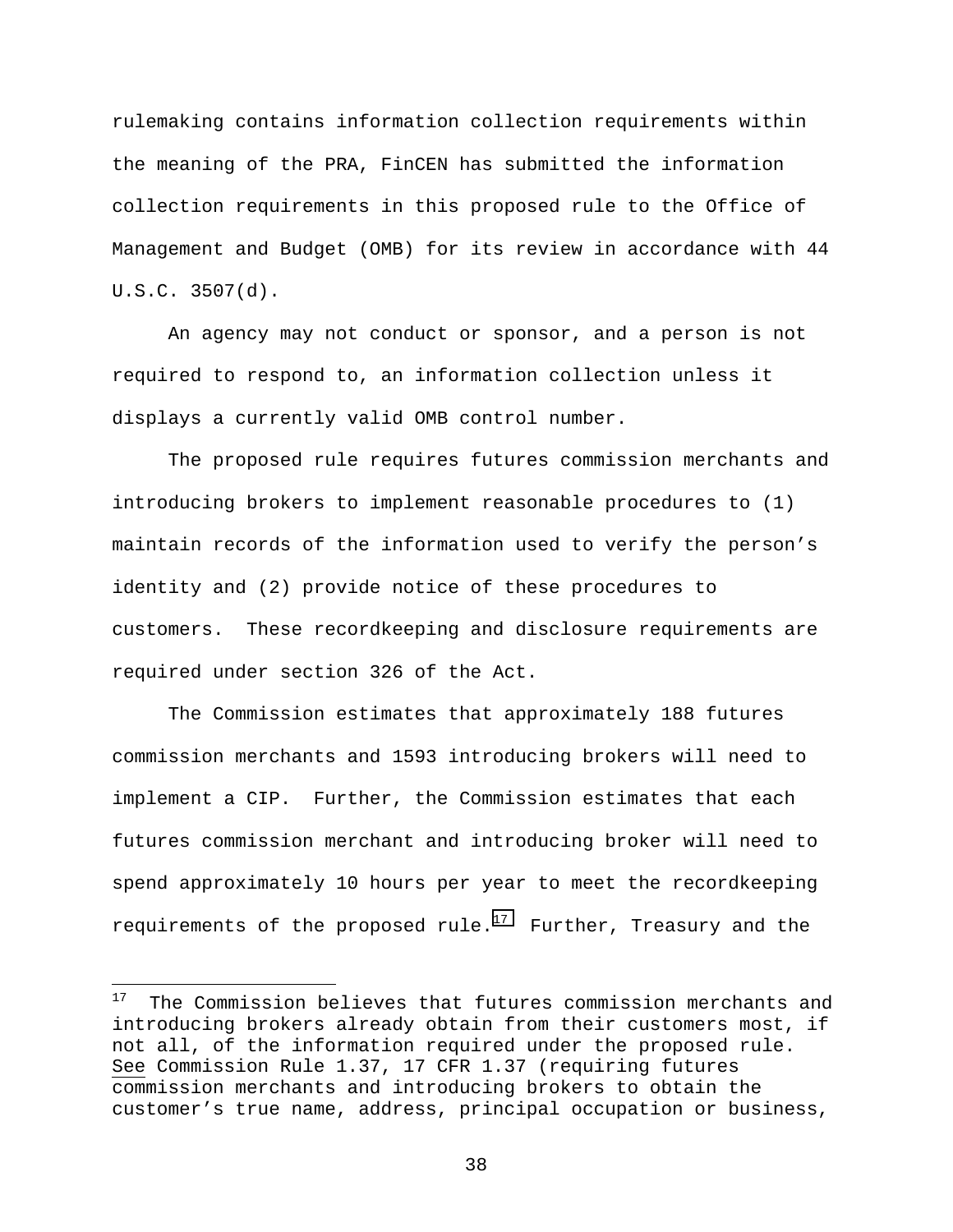rulemaking contains information collection requirements within the meaning of the PRA, FinCEN has submitted the information collection requirements in this proposed rule to the Office of Management and Budget (OMB) for its review in accordance with 44 U.S.C. 3507(d).

An agency may not conduct or sponsor, and a person is not required to respond to, an information collection unless it displays a currently valid OMB control number.

The proposed rule requires futures commission merchants and introducing brokers to implement reasonable procedures to (1) maintain records of the information used to verify the person's identity and (2) provide notice of these procedures to customers. These recordkeeping and disclosure requirements are required under section 326 of the Act.

The Commission estimates that approximately 188 futures commission merchants and 1593 introducing brokers will need to implement a CIP. Further, the Commission estimates that each futures commission merchant and introducing broker will need to spend approximately 10 hours per year to meet the recordkeeping requirements of the proposed rule.[17] Further, Treasury and the

---

[17] The Commission believes that futures commission merchants and introducing brokers already obtain from their customers most, if not all, of the information required under the proposed rule. See Commission Rule 1.37, 17 CFR 1.37 (requiring futures commission merchants and introducing brokers to obtain the customer's true name, address, principal occupation or business,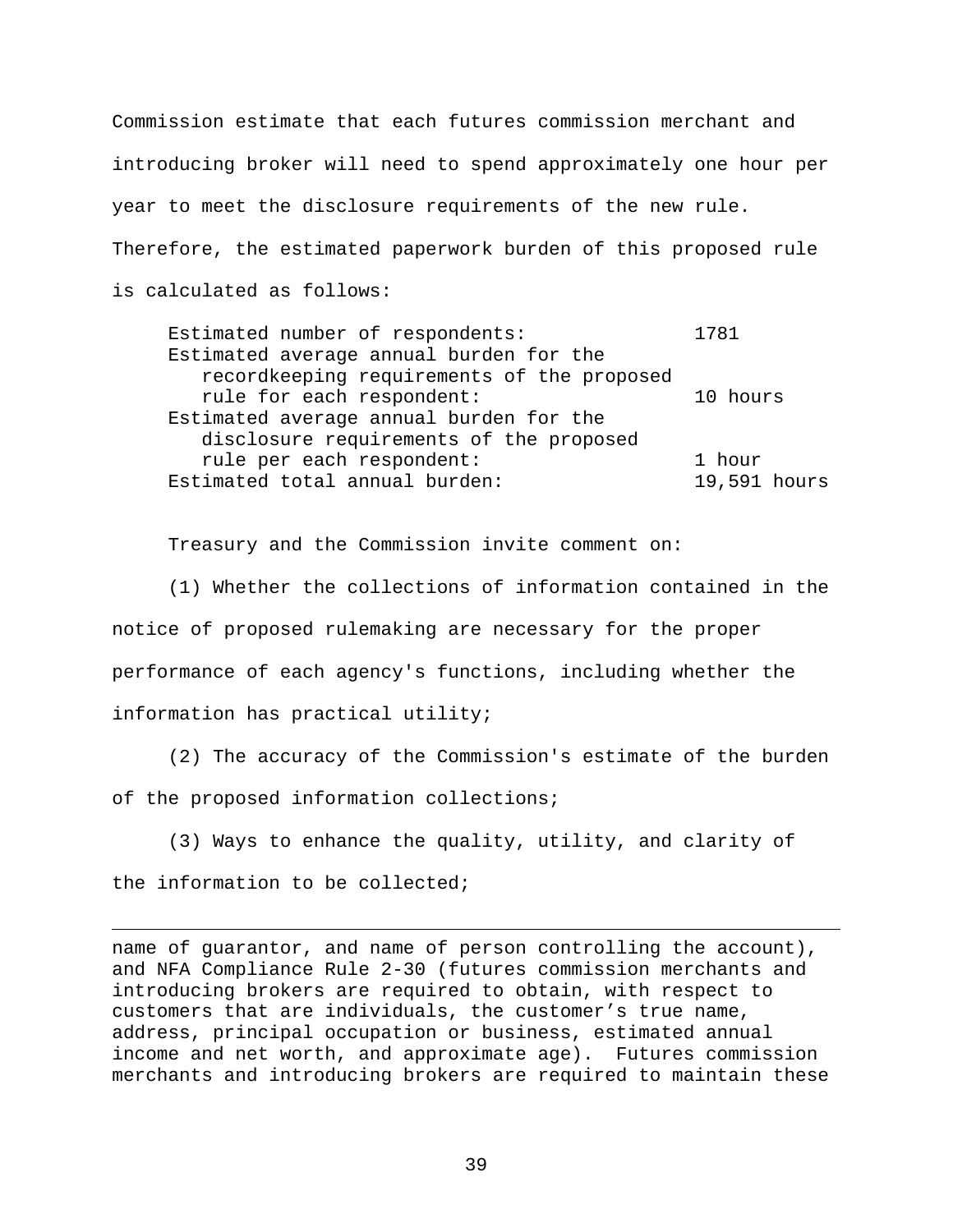Commission estimate that each futures commission merchant and introducing broker will need to spend approximately one hour per year to meet the disclosure requirements of the new rule. Therefore, the estimated paperwork burden of this proposed rule is calculated as follows:

| | |
|---|---|
| Estimated number of respondents: | 1781 |
| Estimated average annual burden for the recordkeeping requirements of the proposed rule for each respondent: | 10 hours |
| Estimated average annual burden for the disclosure requirements of the proposed rule per each respondent: | 1 hour |
| Estimated total annual burden: | 19,591 hours |

Treasury and the Commission invite comment on:

(1) Whether the collections of information contained in the notice of proposed rulemaking are necessary for the proper performance of each agency's functions, including whether the information has practical utility;

(2) The accuracy of the Commission's estimate of the burden of the proposed information collections;

(3) Ways to enhance the quality, utility, and clarity of the information to be collected;

---

name of guarantor, and name of person controlling the account), and NFA Compliance Rule 2-30 (futures commission merchants and introducing brokers are required to obtain, with respect to customers that are individuals, the customer's true name, address, principal occupation or business, estimated annual income and net worth, and approximate age). Futures commission merchants and introducing brokers are required to maintain these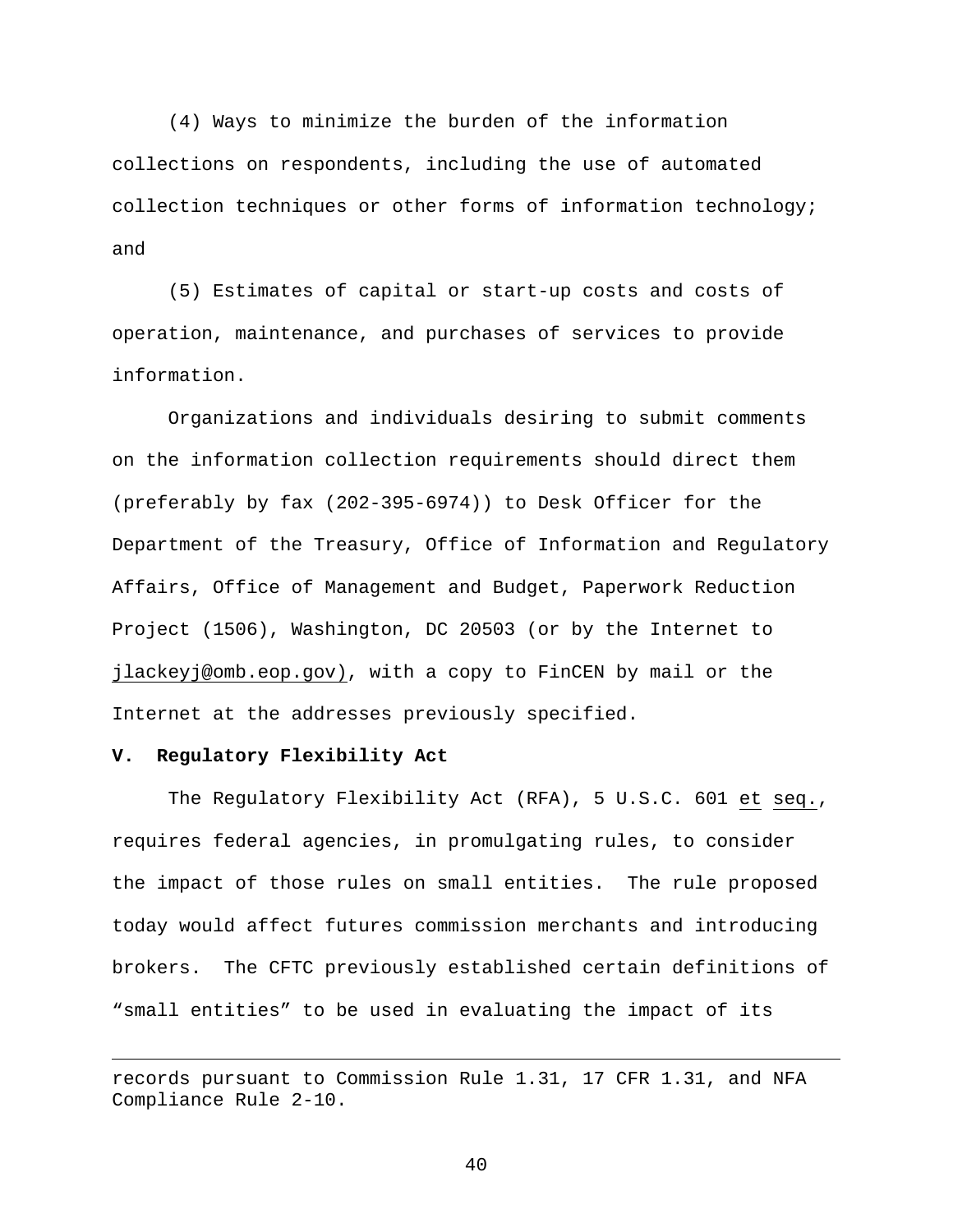(4) Ways to minimize the burden of the information collections on respondents, including the use of automated collection techniques or other forms of information technology; and

(5) Estimates of capital or start-up costs and costs of operation, maintenance, and purchases of services to provide information.

Organizations and individuals desiring to submit comments on the information collection requirements should direct them (preferably by fax (202-395-6974)) to Desk Officer for the Department of the Treasury, Office of Information and Regulatory Affairs, Office of Management and Budget, Paperwork Reduction Project (1506), Washington, DC 20503 (or by the Internet to jlackeyj@omb.eop.gov), with a copy to FinCEN by mail or the Internet at the addresses previously specified.

**V. Regulatory Flexibility Act**

The Regulatory Flexibility Act (RFA), 5 U.S.C. 601 et seq., requires federal agencies, in promulgating rules, to consider the impact of those rules on small entities. The rule proposed today would affect futures commission merchants and introducing brokers. The CFTC previously established certain definitions of "small entities" to be used in evaluating the impact of its

---

records pursuant to Commission Rule 1.31, 17 CFR 1.31, and NFA Compliance Rule 2-10.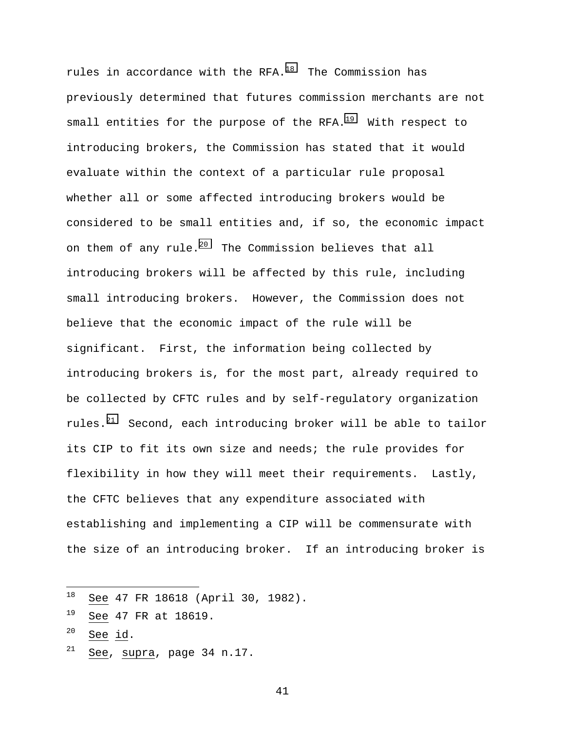rules in accordance with the RFA.[18] The Commission has previously determined that futures commission merchants are not small entities for the purpose of the RFA.[19] With respect to introducing brokers, the Commission has stated that it would evaluate within the context of a particular rule proposal whether all or some affected introducing brokers would be considered to be small entities and, if so, the economic impact on them of any rule.[20] The Commission believes that all introducing brokers will be affected by this rule, including small introducing brokers. However, the Commission does not believe that the economic impact of the rule will be significant. First, the information being collected by introducing brokers is, for the most part, already required to be collected by CFTC rules and by self-regulatory organization rules.[21] Second, each introducing broker will be able to tailor its CIP to fit its own size and needs; the rule provides for flexibility in how they will meet their requirements. Lastly, the CFTC believes that any expenditure associated with establishing and implementing a CIP will be commensurate with the size of an introducing broker. If an introducing broker is

---

[18] See 47 FR 18618 (April 30, 1982).

[19] See 47 FR at 18619.

[20] See id.

[21] See, supra, page 34 n.17.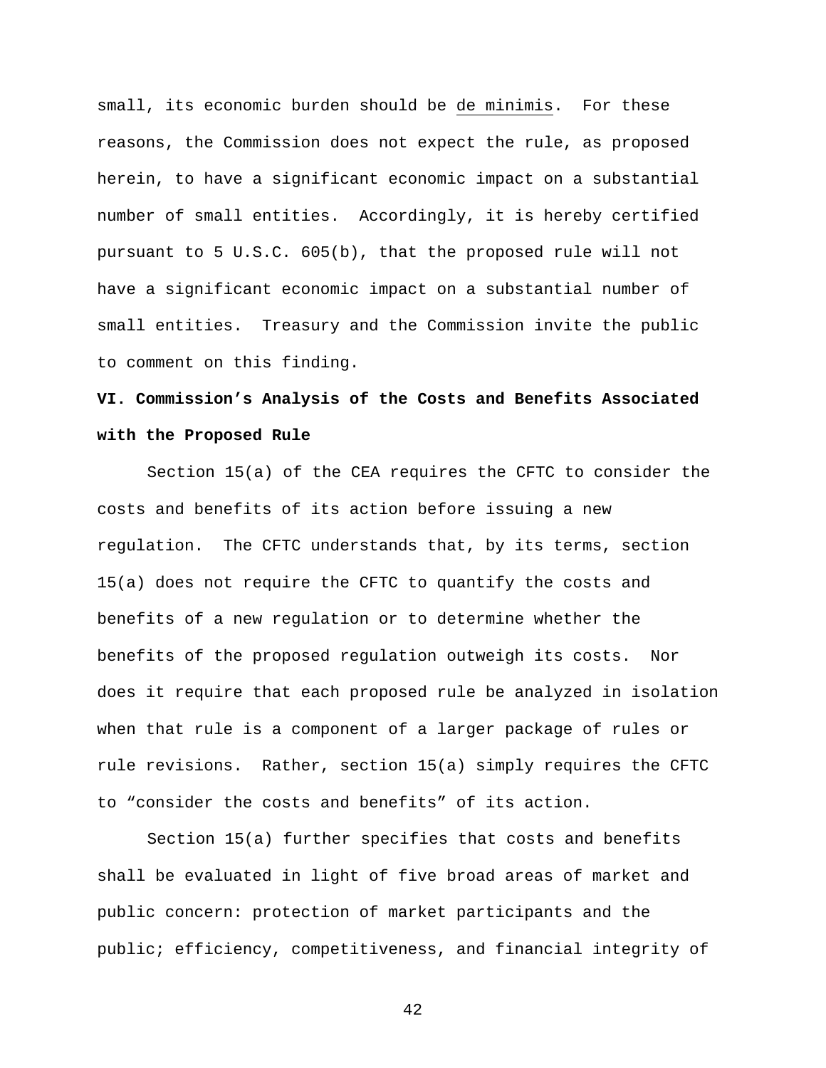small, its economic burden should be de minimis. For these reasons, the Commission does not expect the rule, as proposed herein, to have a significant economic impact on a substantial number of small entities. Accordingly, it is hereby certified pursuant to 5 U.S.C. 605(b), that the proposed rule will not have a significant economic impact on a substantial number of small entities. Treasury and the Commission invite the public to comment on this finding.

## VI. Commission's Analysis of the Costs and Benefits Associated with the Proposed Rule

Section 15(a) of the CEA requires the CFTC to consider the costs and benefits of its action before issuing a new regulation. The CFTC understands that, by its terms, section 15(a) does not require the CFTC to quantify the costs and benefits of a new regulation or to determine whether the benefits of the proposed regulation outweigh its costs. Nor does it require that each proposed rule be analyzed in isolation when that rule is a component of a larger package of rules or rule revisions. Rather, section 15(a) simply requires the CFTC to "consider the costs and benefits" of its action.

Section 15(a) further specifies that costs and benefits shall be evaluated in light of five broad areas of market and public concern: protection of market participants and the public; efficiency, competitiveness, and financial integrity of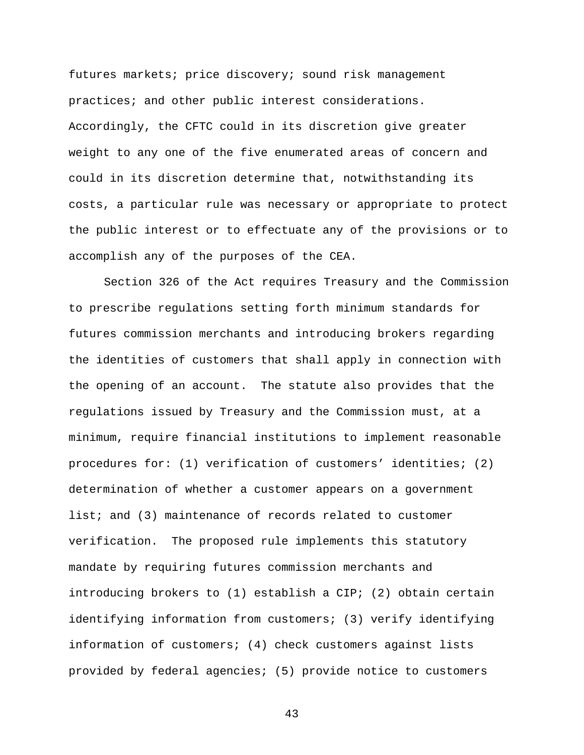futures markets; price discovery; sound risk management practices; and other public interest considerations. Accordingly, the CFTC could in its discretion give greater weight to any one of the five enumerated areas of concern and could in its discretion determine that, notwithstanding its costs, a particular rule was necessary or appropriate to protect the public interest or to effectuate any of the provisions or to accomplish any of the purposes of the CEA.

Section 326 of the Act requires Treasury and the Commission to prescribe regulations setting forth minimum standards for futures commission merchants and introducing brokers regarding the identities of customers that shall apply in connection with the opening of an account. The statute also provides that the regulations issued by Treasury and the Commission must, at a minimum, require financial institutions to implement reasonable procedures for: (1) verification of customers' identities; (2) determination of whether a customer appears on a government list; and (3) maintenance of records related to customer verification. The proposed rule implements this statutory mandate by requiring futures commission merchants and introducing brokers to (1) establish a CIP; (2) obtain certain identifying information from customers; (3) verify identifying information of customers; (4) check customers against lists provided by federal agencies; (5) provide notice to customers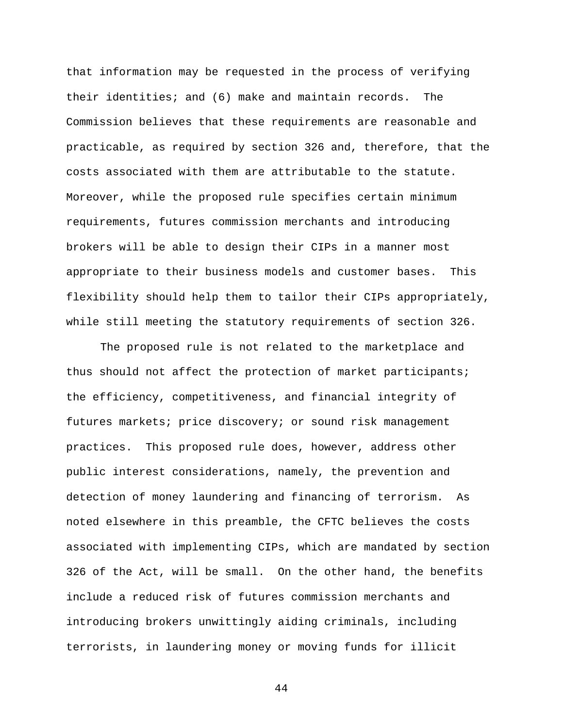that information may be requested in the process of verifying their identities; and (6) make and maintain records. The Commission believes that these requirements are reasonable and practicable, as required by section 326 and, therefore, that the costs associated with them are attributable to the statute. Moreover, while the proposed rule specifies certain minimum requirements, futures commission merchants and introducing brokers will be able to design their CIPs in a manner most appropriate to their business models and customer bases. This flexibility should help them to tailor their CIPs appropriately, while still meeting the statutory requirements of section 326.

The proposed rule is not related to the marketplace and thus should not affect the protection of market participants; the efficiency, competitiveness, and financial integrity of futures markets; price discovery; or sound risk management practices. This proposed rule does, however, address other public interest considerations, namely, the prevention and detection of money laundering and financing of terrorism. As noted elsewhere in this preamble, the CFTC believes the costs associated with implementing CIPs, which are mandated by section 326 of the Act, will be small. On the other hand, the benefits include a reduced risk of futures commission merchants and introducing brokers unwittingly aiding criminals, including terrorists, in laundering money or moving funds for illicit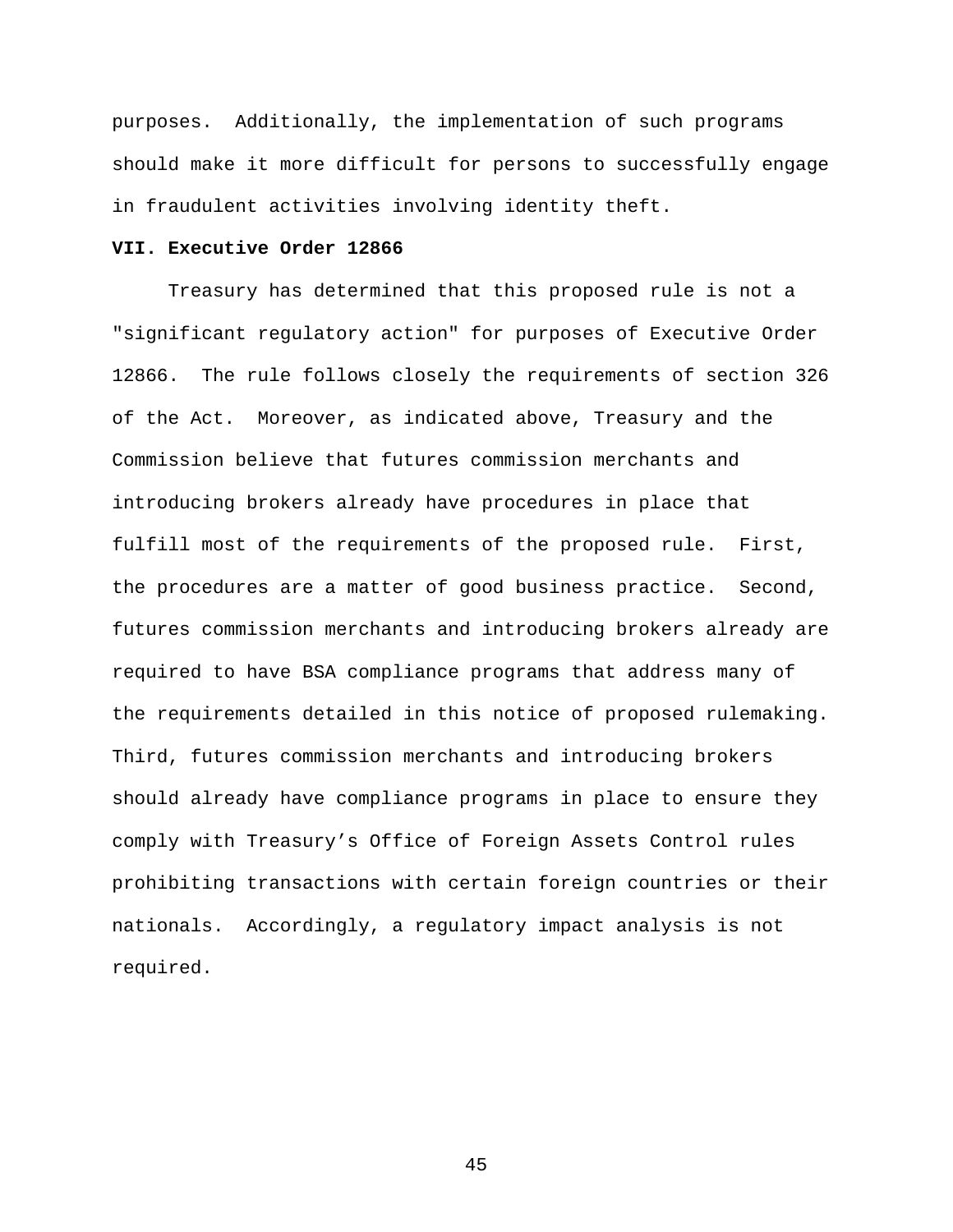purposes. Additionally, the implementation of such programs should make it more difficult for persons to successfully engage in fraudulent activities involving identity theft.

**VII. Executive Order 12866**

Treasury has determined that this proposed rule is not a "significant regulatory action" for purposes of Executive Order 12866. The rule follows closely the requirements of section 326 of the Act. Moreover, as indicated above, Treasury and the Commission believe that futures commission merchants and introducing brokers already have procedures in place that fulfill most of the requirements of the proposed rule. First, the procedures are a matter of good business practice. Second, futures commission merchants and introducing brokers already are required to have BSA compliance programs that address many of the requirements detailed in this notice of proposed rulemaking. Third, futures commission merchants and introducing brokers should already have compliance programs in place to ensure they comply with Treasury's Office of Foreign Assets Control rules prohibiting transactions with certain foreign countries or their nationals. Accordingly, a regulatory impact analysis is not required.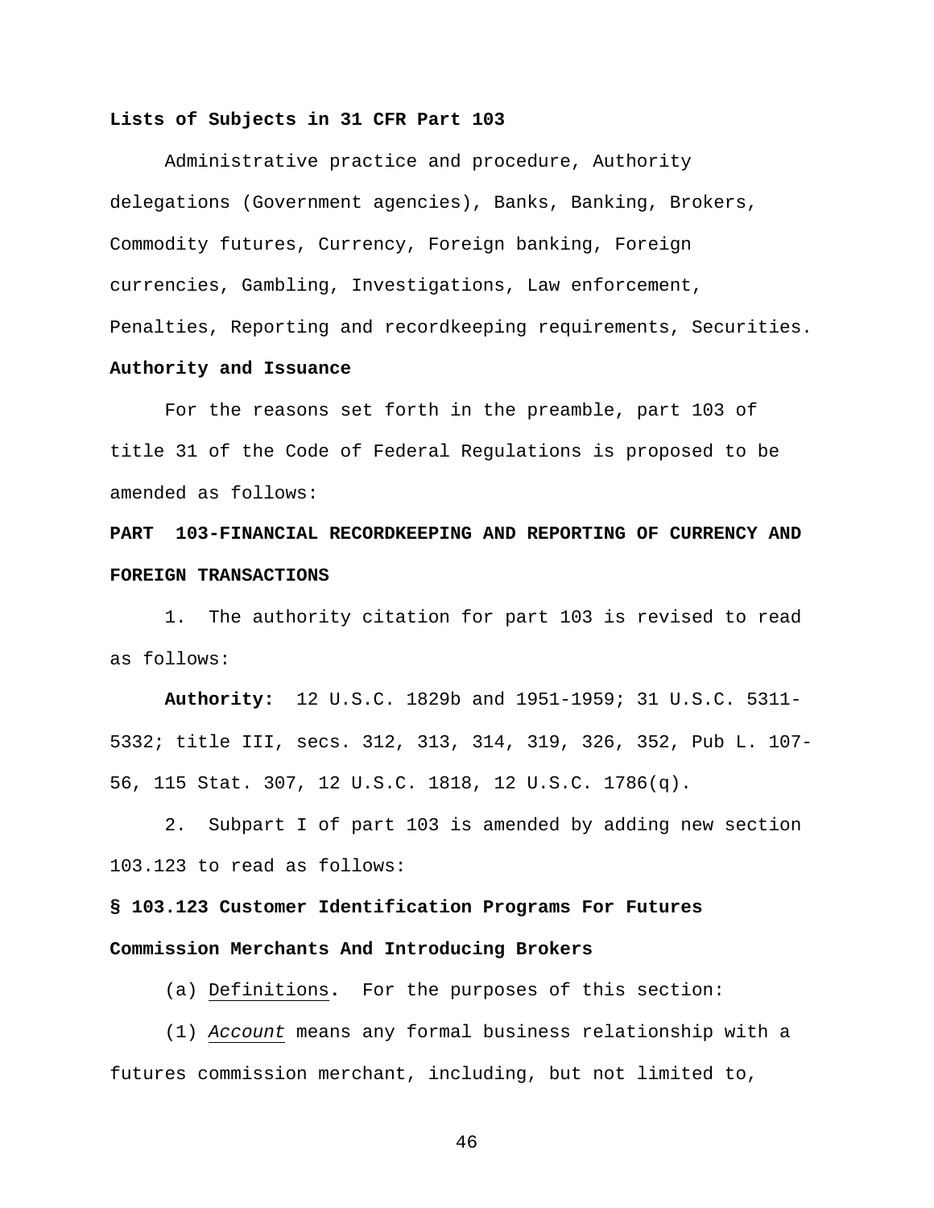**Lists of Subjects in 31 CFR Part 103**

Administrative practice and procedure, Authority delegations (Government agencies), Banks, Banking, Brokers, Commodity futures, Currency, Foreign banking, Foreign currencies, Gambling, Investigations, Law enforcement, Penalties, Reporting and recordkeeping requirements, Securities.

**Authority and Issuance**

For the reasons set forth in the preamble, part 103 of title 31 of the Code of Federal Regulations is proposed to be amended as follows:

**PART 103-FINANCIAL RECORDKEEPING AND REPORTING OF CURRENCY AND FOREIGN TRANSACTIONS**

1. The authority citation for part 103 is revised to read as follows:

**Authority:** 12 U.S.C. 1829b and 1951-1959; 31 U.S.C. 5311-5332; title III, secs. 312, 313, 314, 319, 326, 352, Pub L. 107-56, 115 Stat. 307, 12 U.S.C. 1818, 12 U.S.C. 1786(q).

2. Subpart I of part 103 is amended by adding new section 103.123 to read as follows:

**§ 103.123 Customer Identification Programs For Futures Commission Merchants And Introducing Brokers**

(a) Definitions. For the purposes of this section:

(1) *Account* means any formal business relationship with a futures commission merchant, including, but not limited to,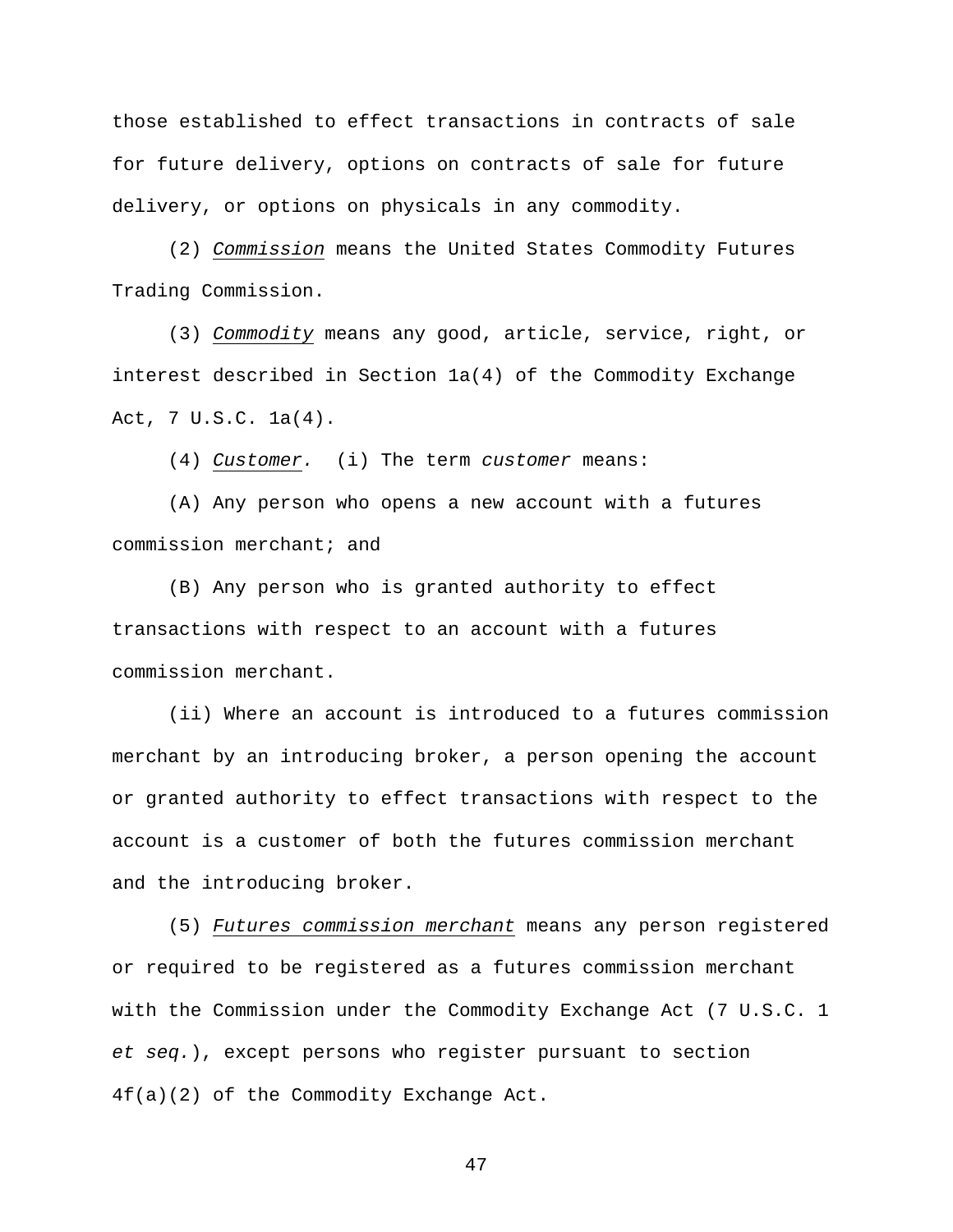those established to effect transactions in contracts of sale for future delivery, options on contracts of sale for future delivery, or options on physicals in any commodity.

(2) *Commission* means the United States Commodity Futures Trading Commission.

(3) *Commodity* means any good, article, service, right, or interest described in Section 1a(4) of the Commodity Exchange Act, 7 U.S.C. 1a(4).

(4) *Customer.* (i) The term *customer* means:

(A) Any person who opens a new account with a futures commission merchant; and

(B) Any person who is granted authority to effect transactions with respect to an account with a futures commission merchant.

(ii) Where an account is introduced to a futures commission merchant by an introducing broker, a person opening the account or granted authority to effect transactions with respect to the account is a customer of both the futures commission merchant and the introducing broker.

(5) *Futures commission merchant* means any person registered or required to be registered as a futures commission merchant with the Commission under the Commodity Exchange Act (7 U.S.C. 1 *et seq.*), except persons who register pursuant to section 4f(a)(2) of the Commodity Exchange Act.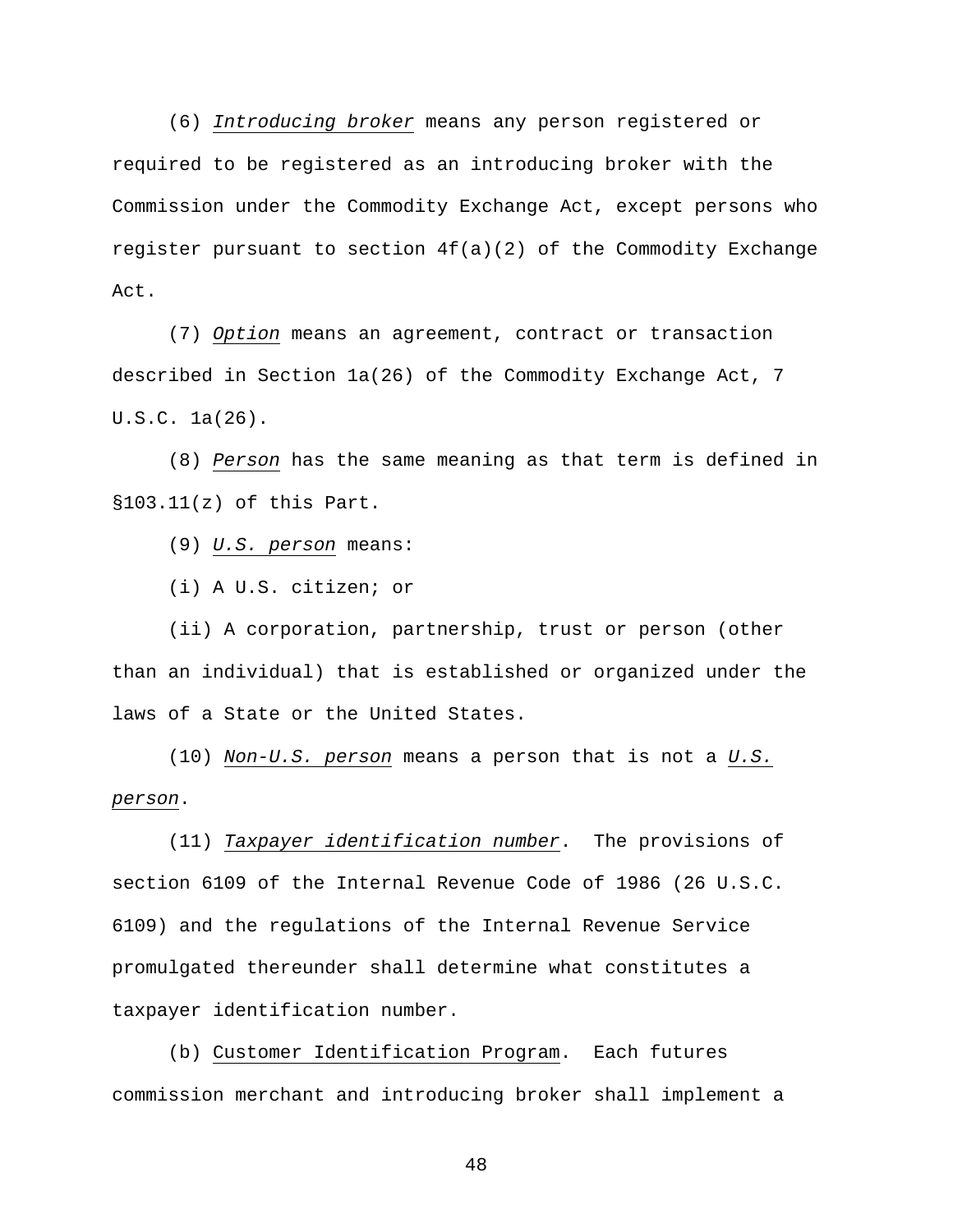(6) *Introducing broker* means any person registered or required to be registered as an introducing broker with the Commission under the Commodity Exchange Act, except persons who register pursuant to section 4f(a)(2) of the Commodity Exchange Act.

(7) *Option* means an agreement, contract or transaction described in Section 1a(26) of the Commodity Exchange Act, 7 U.S.C. 1a(26).

(8) *Person* has the same meaning as that term is defined in §103.11(z) of this Part.

(9) *U.S. person* means:

(i) A U.S. citizen; or

(ii) A corporation, partnership, trust or person (other than an individual) that is established or organized under the laws of a State or the United States.

(10) *Non-U.S. person* means a person that is not a *U.S. person*.

(11) *Taxpayer identification number*. The provisions of section 6109 of the Internal Revenue Code of 1986 (26 U.S.C. 6109) and the regulations of the Internal Revenue Service promulgated thereunder shall determine what constitutes a taxpayer identification number.

(b) Customer Identification Program. Each futures commission merchant and introducing broker shall implement a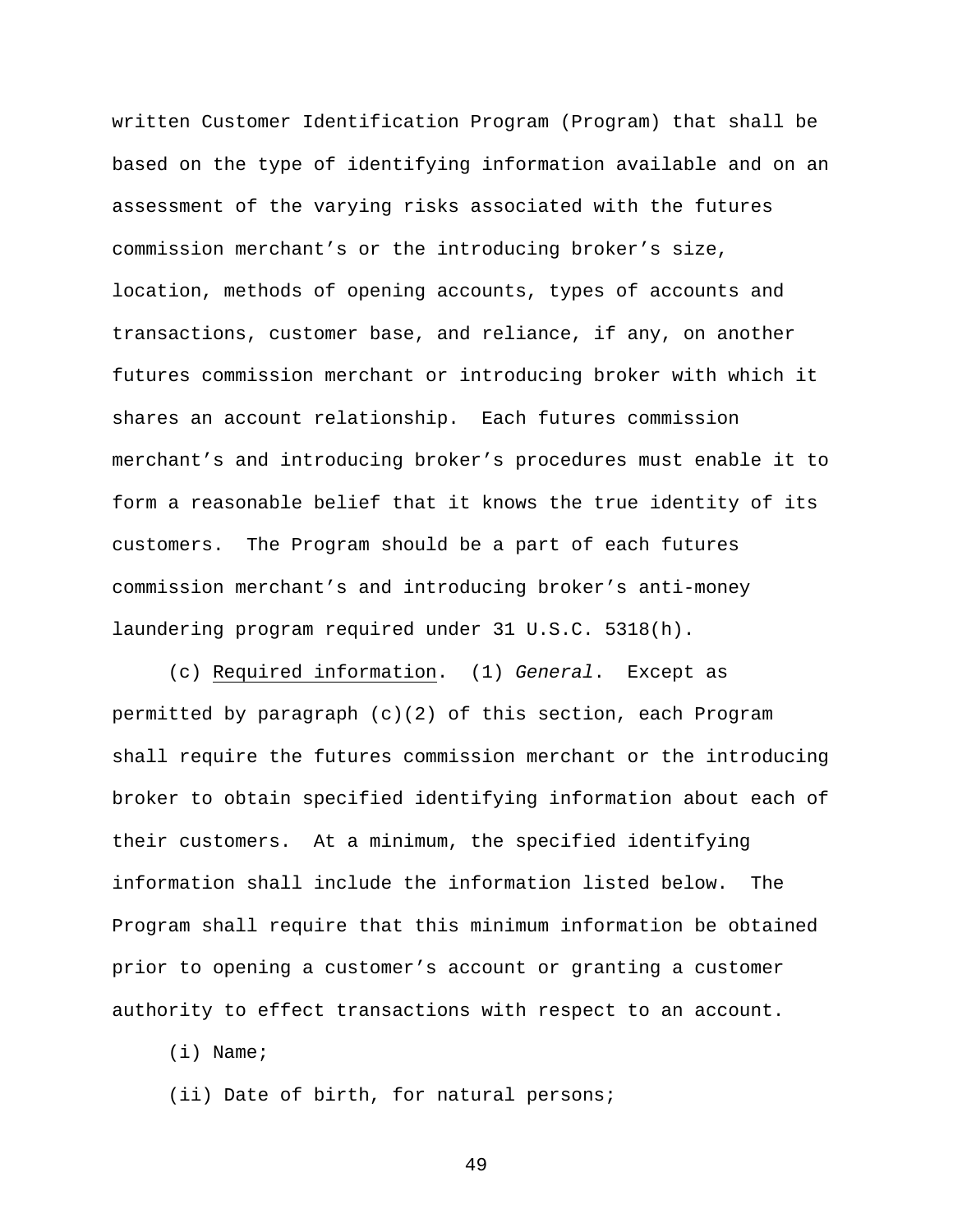written Customer Identification Program (Program) that shall be based on the type of identifying information available and on an assessment of the varying risks associated with the futures commission merchant's or the introducing broker's size, location, methods of opening accounts, types of accounts and transactions, customer base, and reliance, if any, on another futures commission merchant or introducing broker with which it shares an account relationship. Each futures commission merchant's and introducing broker's procedures must enable it to form a reasonable belief that it knows the true identity of its customers. The Program should be a part of each futures commission merchant's and introducing broker's anti-money laundering program required under 31 U.S.C. 5318(h).

(c) Required information. (1) *General*. Except as permitted by paragraph (c)(2) of this section, each Program shall require the futures commission merchant or the introducing broker to obtain specified identifying information about each of their customers. At a minimum, the specified identifying information shall include the information listed below. The Program shall require that this minimum information be obtained prior to opening a customer's account or granting a customer authority to effect transactions with respect to an account.

(i) Name;

(ii) Date of birth, for natural persons;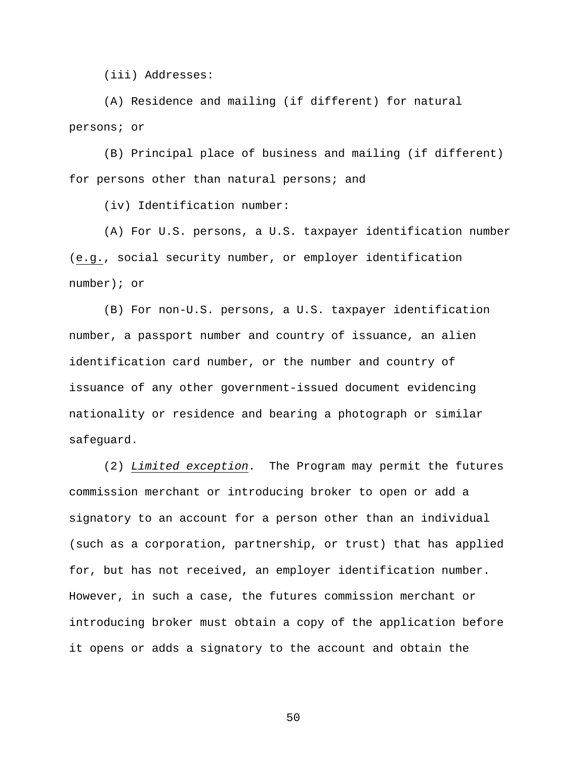(iii) Addresses:

(A) Residence and mailing (if different) for natural persons; or

(B) Principal place of business and mailing (if different) for persons other than natural persons; and

(iv) Identification number:

(A) For U.S. persons, a U.S. taxpayer identification number (e.g., social security number, or employer identification number); or

(B) For non-U.S. persons, a U.S. taxpayer identification number, a passport number and country of issuance, an alien identification card number, or the number and country of issuance of any other government-issued document evidencing nationality or residence and bearing a photograph or similar safeguard.

(2) *Limited exception*. The Program may permit the futures commission merchant or introducing broker to open or add a signatory to an account for a person other than an individual (such as a corporation, partnership, or trust) that has applied for, but has not received, an employer identification number. However, in such a case, the futures commission merchant or introducing broker must obtain a copy of the application before it opens or adds a signatory to the account and obtain the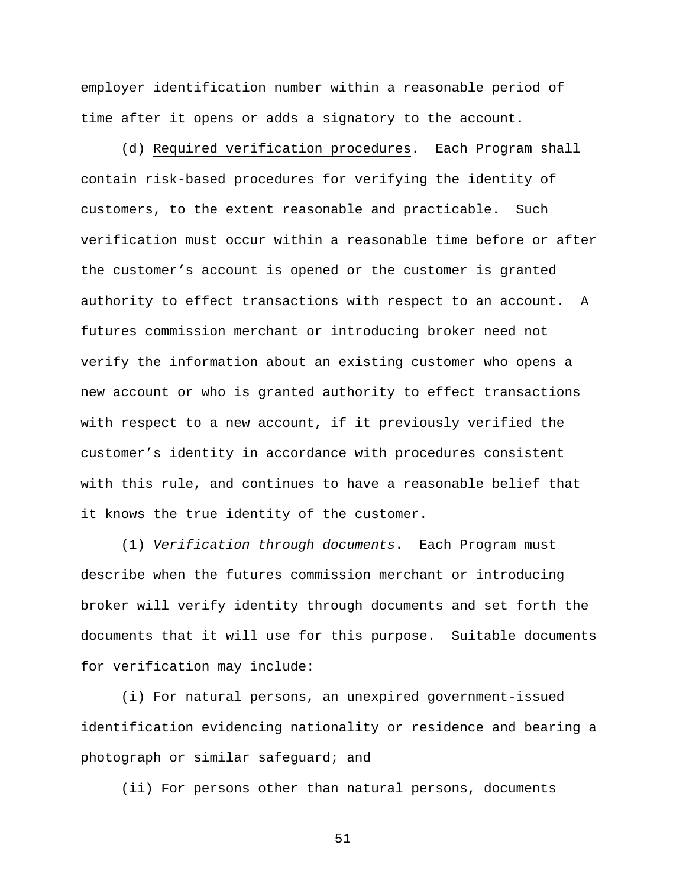employer identification number within a reasonable period of time after it opens or adds a signatory to the account.

(d) Required verification procedures. Each Program shall contain risk-based procedures for verifying the identity of customers, to the extent reasonable and practicable. Such verification must occur within a reasonable time before or after the customer's account is opened or the customer is granted authority to effect transactions with respect to an account. A futures commission merchant or introducing broker need not verify the information about an existing customer who opens a new account or who is granted authority to effect transactions with respect to a new account, if it previously verified the customer's identity in accordance with procedures consistent with this rule, and continues to have a reasonable belief that it knows the true identity of the customer.

(1) *Verification through documents*. Each Program must describe when the futures commission merchant or introducing broker will verify identity through documents and set forth the documents that it will use for this purpose. Suitable documents for verification may include:

(i) For natural persons, an unexpired government-issued identification evidencing nationality or residence and bearing a photograph or similar safeguard; and

(ii) For persons other than natural persons, documents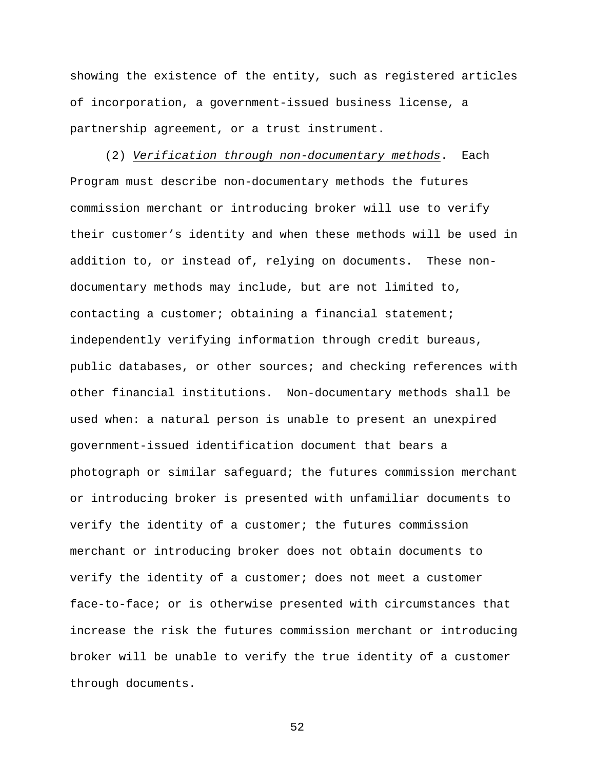showing the existence of the entity, such as registered articles of incorporation, a government-issued business license, a partnership agreement, or a trust instrument.

(2) *Verification through non-documentary methods*. Each Program must describe non-documentary methods the futures commission merchant or introducing broker will use to verify their customer's identity and when these methods will be used in addition to, or instead of, relying on documents. These non-documentary methods may include, but are not limited to, contacting a customer; obtaining a financial statement; independently verifying information through credit bureaus, public databases, or other sources; and checking references with other financial institutions. Non-documentary methods shall be used when: a natural person is unable to present an unexpired government-issued identification document that bears a photograph or similar safeguard; the futures commission merchant or introducing broker is presented with unfamiliar documents to verify the identity of a customer; the futures commission merchant or introducing broker does not obtain documents to verify the identity of a customer; does not meet a customer face-to-face; or is otherwise presented with circumstances that increase the risk the futures commission merchant or introducing broker will be unable to verify the true identity of a customer through documents.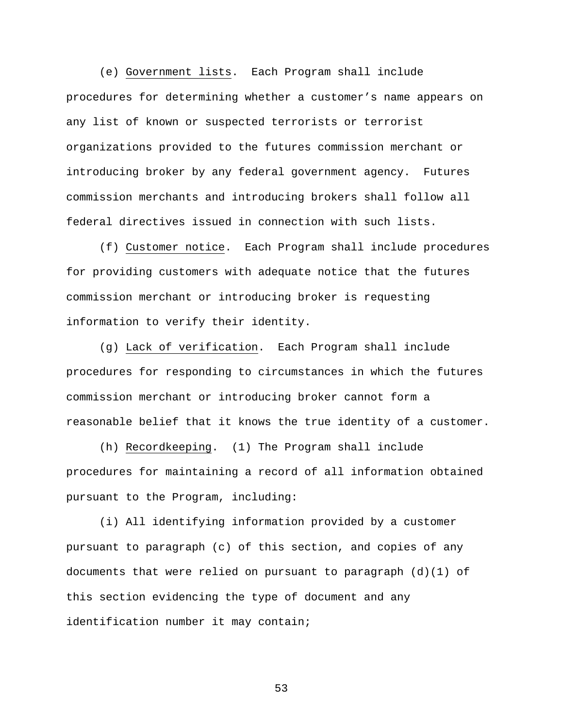(e) Government lists. Each Program shall include procedures for determining whether a customer's name appears on any list of known or suspected terrorists or terrorist organizations provided to the futures commission merchant or introducing broker by any federal government agency. Futures commission merchants and introducing brokers shall follow all federal directives issued in connection with such lists.

(f) Customer notice. Each Program shall include procedures for providing customers with adequate notice that the futures commission merchant or introducing broker is requesting information to verify their identity.

(g) Lack of verification. Each Program shall include procedures for responding to circumstances in which the futures commission merchant or introducing broker cannot form a reasonable belief that it knows the true identity of a customer.

(h) Recordkeeping. (1) The Program shall include procedures for maintaining a record of all information obtained pursuant to the Program, including:

(i) All identifying information provided by a customer pursuant to paragraph (c) of this section, and copies of any documents that were relied on pursuant to paragraph (d)(1) of this section evidencing the type of document and any identification number it may contain;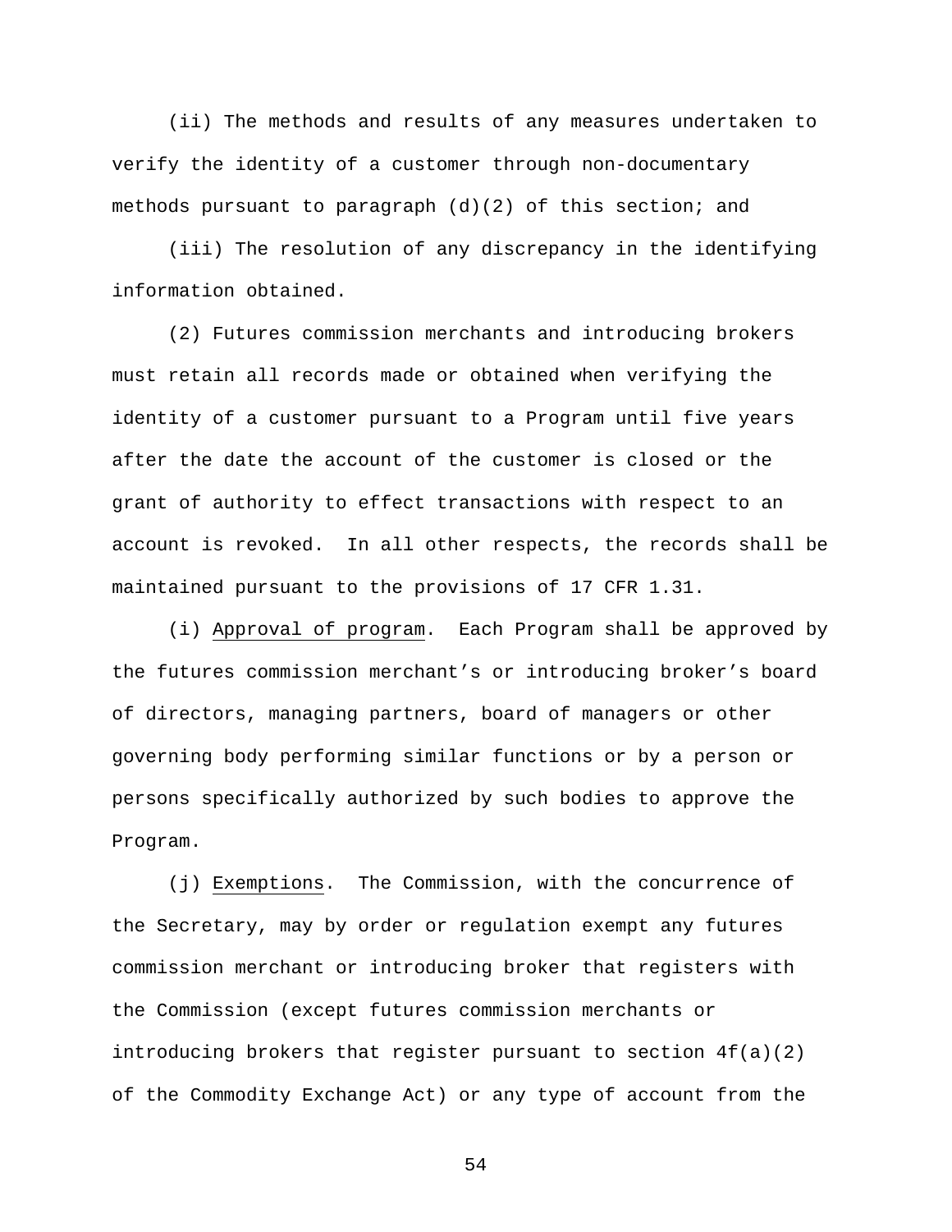(ii) The methods and results of any measures undertaken to verify the identity of a customer through non-documentary methods pursuant to paragraph (d)(2) of this section; and

(iii) The resolution of any discrepancy in the identifying information obtained.

(2) Futures commission merchants and introducing brokers must retain all records made or obtained when verifying the identity of a customer pursuant to a Program until five years after the date the account of the customer is closed or the grant of authority to effect transactions with respect to an account is revoked. In all other respects, the records shall be maintained pursuant to the provisions of 17 CFR 1.31.

(i) Approval of program. Each Program shall be approved by the futures commission merchant's or introducing broker's board of directors, managing partners, board of managers or other governing body performing similar functions or by a person or persons specifically authorized by such bodies to approve the Program.

(j) Exemptions. The Commission, with the concurrence of the Secretary, may by order or regulation exempt any futures commission merchant or introducing broker that registers with the Commission (except futures commission merchants or introducing brokers that register pursuant to section 4f(a)(2) of the Commodity Exchange Act) or any type of account from the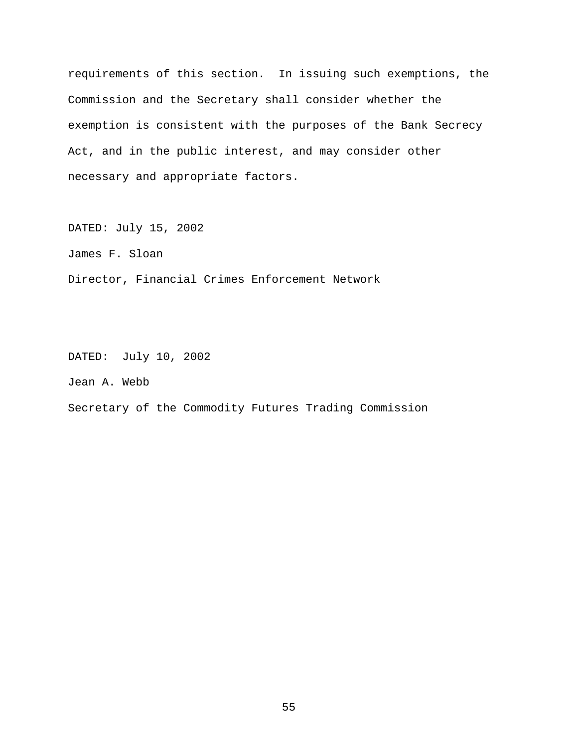requirements of this section. In issuing such exemptions, the Commission and the Secretary shall consider whether the exemption is consistent with the purposes of the Bank Secrecy Act, and in the public interest, and may consider other necessary and appropriate factors.

DATED: July 15, 2002

James F. Sloan

Director, Financial Crimes Enforcement Network

DATED: July 10, 2002

Jean A. Webb

Secretary of the Commodity Futures Trading Commission